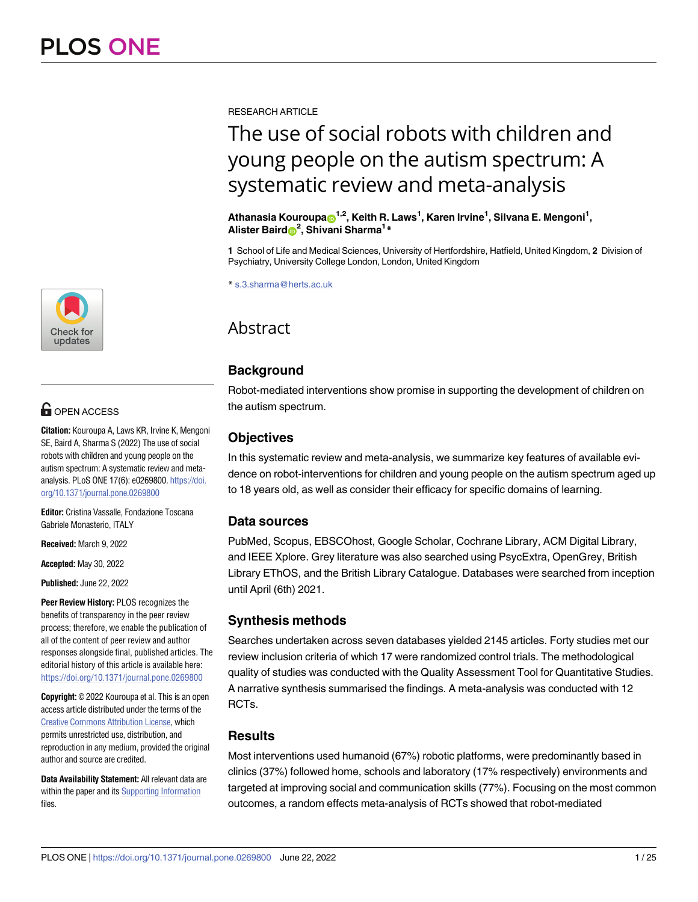RESEARCH ARTICLE

# The use of social robots with children and young people on the autism spectrum: A systematic review and meta-analysis

**Athanasia Kouroupa[1,2], Keith R. Laws[1], Karen Irvine[1], Silvana E. Mengoni[1], Alister Baird[2], Shivani Sharma[1]***

**1** School of Life and Medical Sciences, University of Hertfordshire, Hatfield, United Kingdom, **2** Division of Psychiatry, University College London, London, United Kingdom

* s.3.sharma@herts.ac.uk

OPEN ACCESS

**Citation:** Kouroupa A, Laws KR, Irvine K, Mengoni SE, Baird A, Sharma S (2022) The use of social robots with children and young people on the autism spectrum: A systematic review and meta-analysis. PLoS ONE 17(6): e0269800. https://doi.org/10.1371/journal.pone.0269800

**Editor:** Cristina Vassalle, Fondazione Toscana Gabriele Monasterio, ITALY

**Received:** March 9, 2022

**Accepted:** May 30, 2022

**Published:** June 22, 2022

**Peer Review History:** PLOS recognizes the benefits of transparency in the peer review process; therefore, we enable the publication of all of the content of peer review and author responses alongside final, published articles. The editorial history of this article is available here: https://doi.org/10.1371/journal.pone.0269800

**Copyright:** © 2022 Kouroupa et al. This is an open access article distributed under the terms of the Creative Commons Attribution License, which permits unrestricted use, distribution, and reproduction in any medium, provided the original author and source are credited.

**Data Availability Statement:** All relevant data are within the paper and its Supporting Information files.

## Abstract

### Background

Robot-mediated interventions show promise in supporting the development of children on the autism spectrum.

### Objectives

In this systematic review and meta-analysis, we summarize key features of available evidence on robot-interventions for children and young people on the autism spectrum aged up to 18 years old, as well as consider their efficacy for specific domains of learning.

### Data sources

PubMed, Scopus, EBSCOhost, Google Scholar, Cochrane Library, ACM Digital Library, and IEEE Xplore. Grey literature was also searched using PsycExtra, OpenGrey, British Library EThOS, and the British Library Catalogue. Databases were searched from inception until April (6th) 2021.

### Synthesis methods

Searches undertaken across seven databases yielded 2145 articles. Forty studies met our review inclusion criteria of which 17 were randomized control trials. The methodological quality of studies was conducted with the Quality Assessment Tool for Quantitative Studies. A narrative synthesis summarised the findings. A meta-analysis was conducted with 12 RCTs.

### Results

Most interventions used humanoid (67%) robotic platforms, were predominantly based in clinics (37%) followed home, schools and laboratory (17% respectively) environments and targeted at improving social and communication skills (77%). Focusing on the most common outcomes, a random effects meta-analysis of RCTs showed that robot-mediated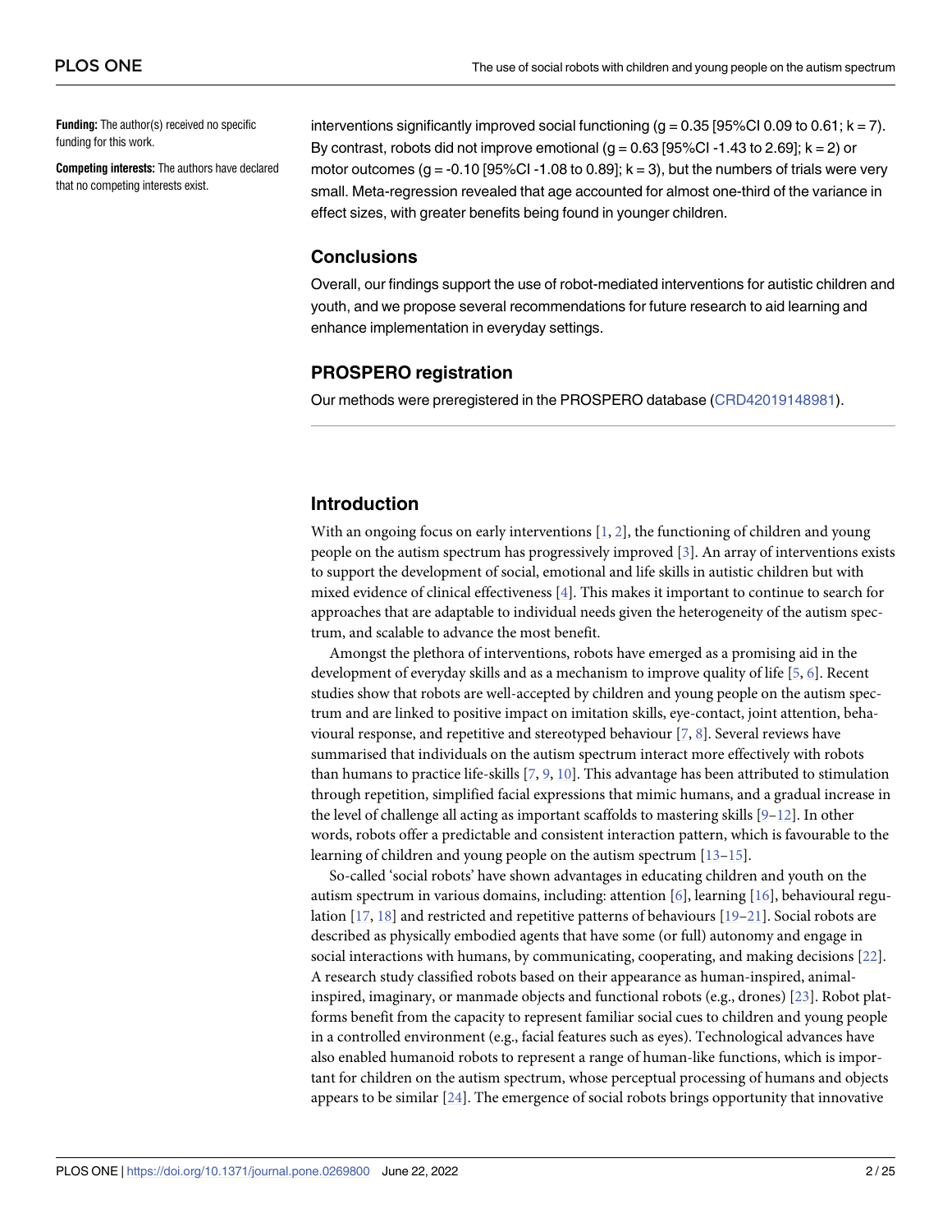**Funding:** The author(s) received no specific funding for this work.

**Competing interests:** The authors have declared that no competing interests exist.

interventions significantly improved social functioning ($g = 0.35$ [95%CI 0.09 to 0.61; $k = 7$). By contrast, robots did not improve emotional ($g = 0.63$ [95%CI -1.43 to 2.69]; $k = 2$) or motor outcomes ($g = -0.10$ [95%CI -1.08 to 0.89]; $k = 3$), but the numbers of trials were very small. Meta-regression revealed that age accounted for almost one-third of the variance in effect sizes, with greater benefits being found in younger children.

## Conclusions

Overall, our findings support the use of robot-mediated interventions for autistic children and youth, and we propose several recommendations for future research to aid learning and enhance implementation in everyday settings.

## PROSPERO registration

Our methods were preregistered in the PROSPERO database (CRD42019148981).

## Introduction

With an ongoing focus on early interventions [1, 2], the functioning of children and young people on the autism spectrum has progressively improved [3]. An array of interventions exists to support the development of social, emotional and life skills in autistic children but with mixed evidence of clinical effectiveness [4]. This makes it important to continue to search for approaches that are adaptable to individual needs given the heterogeneity of the autism spectrum, and scalable to advance the most benefit.

Amongst the plethora of interventions, robots have emerged as a promising aid in the development of everyday skills and as a mechanism to improve quality of life [5, 6]. Recent studies show that robots are well-accepted by children and young people on the autism spectrum and are linked to positive impact on imitation skills, eye-contact, joint attention, behavioural response, and repetitive and stereotyped behaviour [7, 8]. Several reviews have summarised that individuals on the autism spectrum interact more effectively with robots than humans to practice life-skills [7, 9, 10]. This advantage has been attributed to stimulation through repetition, simplified facial expressions that mimic humans, and a gradual increase in the level of challenge all acting as important scaffolds to mastering skills [9–12]. In other words, robots offer a predictable and consistent interaction pattern, which is favourable to the learning of children and young people on the autism spectrum [13–15].

So-called 'social robots' have shown advantages in educating children and youth on the autism spectrum in various domains, including: attention [6], learning [16], behavioural regulation [17, 18] and restricted and repetitive patterns of behaviours [19–21]. Social robots are described as physically embodied agents that have some (or full) autonomy and engage in social interactions with humans, by communicating, cooperating, and making decisions [22]. A research study classified robots based on their appearance as human-inspired, animal-inspired, imaginary, or manmade objects and functional robots (e.g., drones) [23]. Robot platforms benefit from the capacity to represent familiar social cues to children and young people in a controlled environment (e.g., facial features such as eyes). Technological advances have also enabled humanoid robots to represent a range of human-like functions, which is important for children on the autism spectrum, whose perceptual processing of humans and objects appears to be similar [24]. The emergence of social robots brings opportunity that innovative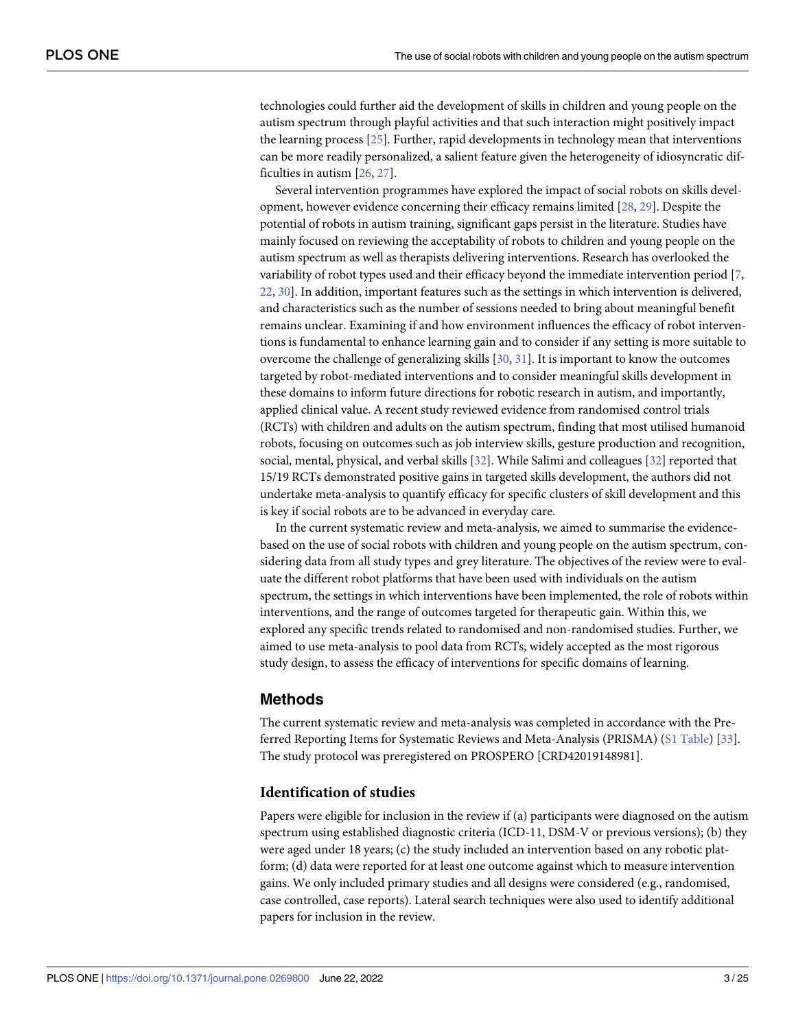technologies could further aid the development of skills in children and young people on the autism spectrum through playful activities and that such interaction might positively impact the learning process [25]. Further, rapid developments in technology mean that interventions can be more readily personalized, a salient feature given the heterogeneity of idiosyncratic difficulties in autism [26, 27].

Several intervention programmes have explored the impact of social robots on skills development, however evidence concerning their efficacy remains limited [28, 29]. Despite the potential of robots in autism training, significant gaps persist in the literature. Studies have mainly focused on reviewing the acceptability of robots to children and young people on the autism spectrum as well as therapists delivering interventions. Research has overlooked the variability of robot types used and their efficacy beyond the immediate intervention period [7, 22, 30]. In addition, important features such as the settings in which intervention is delivered, and characteristics such as the number of sessions needed to bring about meaningful benefit remains unclear. Examining if and how environment influences the efficacy of robot interventions is fundamental to enhance learning gain and to consider if any setting is more suitable to overcome the challenge of generalizing skills [30, 31]. It is important to know the outcomes targeted by robot-mediated interventions and to consider meaningful skills development in these domains to inform future directions for robotic research in autism, and importantly, applied clinical value. A recent study reviewed evidence from randomised control trials (RCTs) with children and adults on the autism spectrum, finding that most utilised humanoid robots, focusing on outcomes such as job interview skills, gesture production and recognition, social, mental, physical, and verbal skills [32]. While Salimi and colleagues [32] reported that 15/19 RCTs demonstrated positive gains in targeted skills development, the authors did not undertake meta-analysis to quantify efficacy for specific clusters of skill development and this is key if social robots are to be advanced in everyday care.

In the current systematic review and meta-analysis, we aimed to summarise the evidence-based on the use of social robots with children and young people on the autism spectrum, considering data from all study types and grey literature. The objectives of the review were to evaluate the different robot platforms that have been used with individuals on the autism spectrum, the settings in which interventions have been implemented, the role of robots within interventions, and the range of outcomes targeted for therapeutic gain. Within this, we explored any specific trends related to randomised and non-randomised studies. Further, we aimed to use meta-analysis to pool data from RCTs, widely accepted as the most rigorous study design, to assess the efficacy of interventions for specific domains of learning.

## Methods

The current systematic review and meta-analysis was completed in accordance with the Preferred Reporting Items for Systematic Reviews and Meta-Analysis (PRISMA) (S1 Table) [33]. The study protocol was preregistered on PROSPERO [CRD42019148981].

### Identification of studies

Papers were eligible for inclusion in the review if (a) participants were diagnosed on the autism spectrum using established diagnostic criteria (ICD-11, DSM-V or previous versions); (b) they were aged under 18 years; (c) the study included an intervention based on any robotic platform; (d) data were reported for at least one outcome against which to measure intervention gains. We only included primary studies and all designs were considered (e.g., randomised, case controlled, case reports). Lateral search techniques were also used to identify additional papers for inclusion in the review.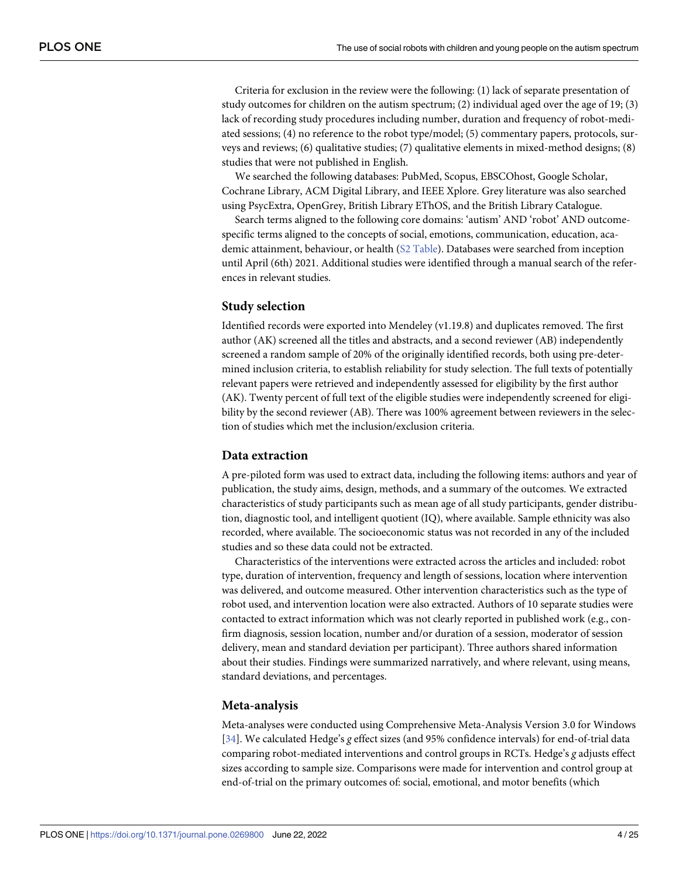Criteria for exclusion in the review were the following: (1) lack of separate presentation of study outcomes for children on the autism spectrum; (2) individual aged over the age of 19; (3) lack of recording study procedures including number, duration and frequency of robot-mediated sessions; (4) no reference to the robot type/model; (5) commentary papers, protocols, surveys and reviews; (6) qualitative studies; (7) qualitative elements in mixed-method designs; (8) studies that were not published in English.

We searched the following databases: PubMed, Scopus, EBSCOhost, Google Scholar, Cochrane Library, ACM Digital Library, and IEEE Xplore. Grey literature was also searched using PsycExtra, OpenGrey, British Library EThOS, and the British Library Catalogue.

Search terms aligned to the following core domains: 'autism' AND 'robot' AND outcome-specific terms aligned to the concepts of social, emotions, communication, education, academic attainment, behaviour, or health (S2 Table). Databases were searched from inception until April (6th) 2021. Additional studies were identified through a manual search of the references in relevant studies.

### Study selection

Identified records were exported into Mendeley (v1.19.8) and duplicates removed. The first author (AK) screened all the titles and abstracts, and a second reviewer (AB) independently screened a random sample of 20% of the originally identified records, both using pre-determined inclusion criteria, to establish reliability for study selection. The full texts of potentially relevant papers were retrieved and independently assessed for eligibility by the first author (AK). Twenty percent of full text of the eligible studies were independently screened for eligibility by the second reviewer (AB). There was 100% agreement between reviewers in the selection of studies which met the inclusion/exclusion criteria.

### Data extraction

A pre-piloted form was used to extract data, including the following items: authors and year of publication, the study aims, design, methods, and a summary of the outcomes. We extracted characteristics of study participants such as mean age of all study participants, gender distribution, diagnostic tool, and intelligent quotient (IQ), where available. Sample ethnicity was also recorded, where available. The socioeconomic status was not recorded in any of the included studies and so these data could not be extracted.

Characteristics of the interventions were extracted across the articles and included: robot type, duration of intervention, frequency and length of sessions, location where intervention was delivered, and outcome measured. Other intervention characteristics such as the type of robot used, and intervention location were also extracted. Authors of 10 separate studies were contacted to extract information which was not clearly reported in published work (e.g., confirm diagnosis, session location, number and/or duration of a session, moderator of session delivery, mean and standard deviation per participant). Three authors shared information about their studies. Findings were summarized narratively, and where relevant, using means, standard deviations, and percentages.

### Meta-analysis

Meta-analyses were conducted using Comprehensive Meta-Analysis Version 3.0 for Windows [34]. We calculated Hedge's *g* effect sizes (and 95% confidence intervals) for end-of-trial data comparing robot-mediated interventions and control groups in RCTs. Hedge's *g* adjusts effect sizes according to sample size. Comparisons were made for intervention and control group at end-of-trial on the primary outcomes of: social, emotional, and motor benefits (which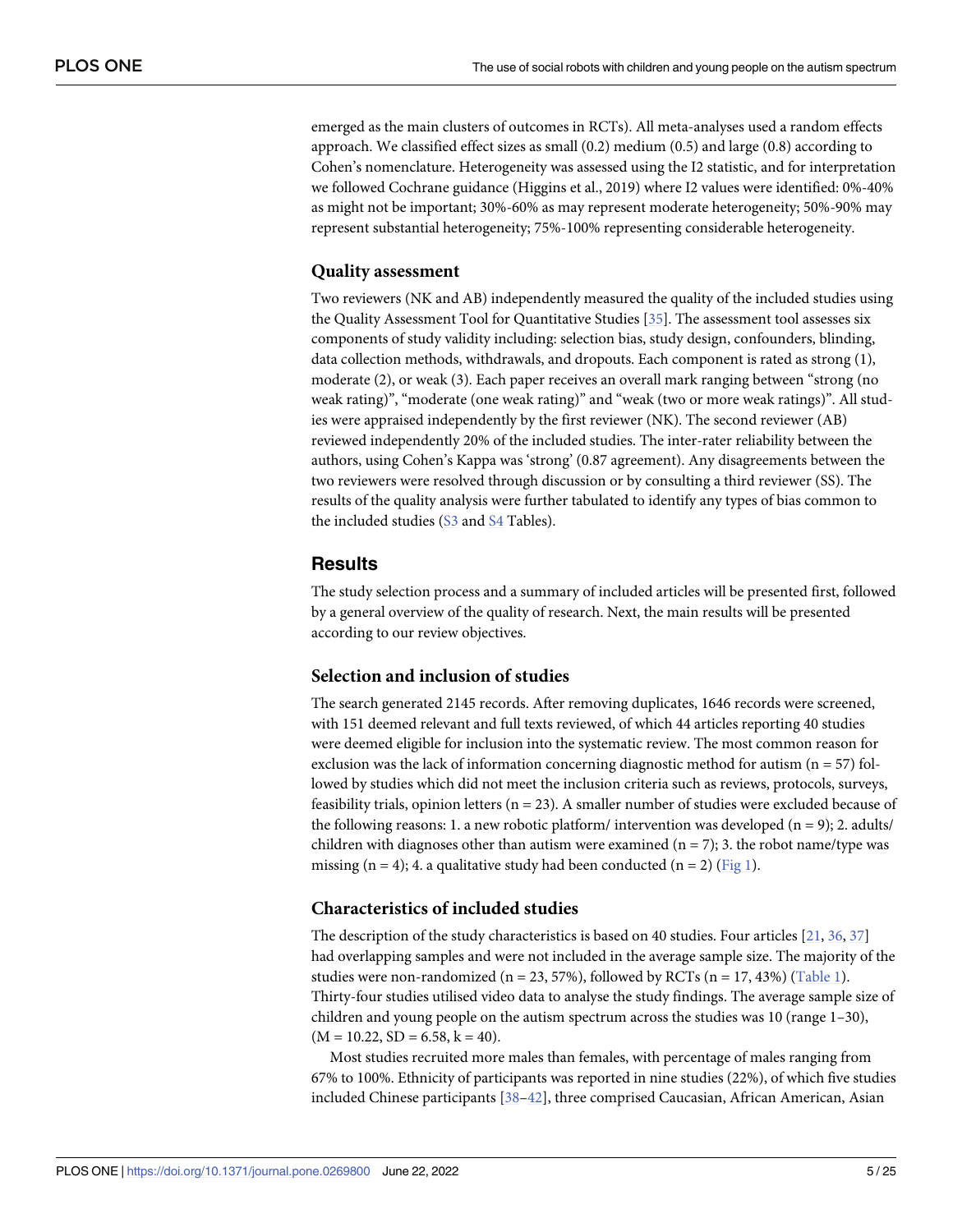emerged as the main clusters of outcomes in RCTs). All meta-analyses used a random effects approach. We classified effect sizes as small (0.2) medium (0.5) and large (0.8) according to Cohen's nomenclature. Heterogeneity was assessed using the I2 statistic, and for interpretation we followed Cochrane guidance (Higgins et al., 2019) where I2 values were identified: 0%-40% as might not be important; 30%-60% as may represent moderate heterogeneity; 50%-90% may represent substantial heterogeneity; 75%-100% representing considerable heterogeneity.

### Quality assessment

Two reviewers (NK and AB) independently measured the quality of the included studies using the Quality Assessment Tool for Quantitative Studies [35]. The assessment tool assesses six components of study validity including: selection bias, study design, confounders, blinding, data collection methods, withdrawals, and dropouts. Each component is rated as strong (1), moderate (2), or weak (3). Each paper receives an overall mark ranging between "strong (no weak rating)", "moderate (one weak rating)" and "weak (two or more weak ratings)". All studies were appraised independently by the first reviewer (NK). The second reviewer (AB) reviewed independently 20% of the included studies. The inter-rater reliability between the authors, using Cohen's Kappa was 'strong' (0.87 agreement). Any disagreements between the two reviewers were resolved through discussion or by consulting a third reviewer (SS). The results of the quality analysis were further tabulated to identify any types of bias common to the included studies (S3 and S4 Tables).

## Results

The study selection process and a summary of included articles will be presented first, followed by a general overview of the quality of research. Next, the main results will be presented according to our review objectives.

### Selection and inclusion of studies

The search generated 2145 records. After removing duplicates, 1646 records were screened, with 151 deemed relevant and full texts reviewed, of which 44 articles reporting 40 studies were deemed eligible for inclusion into the systematic review. The most common reason for exclusion was the lack of information concerning diagnostic method for autism (n = 57) followed by studies which did not meet the inclusion criteria such as reviews, protocols, surveys, feasibility trials, opinion letters (n = 23). A smaller number of studies were excluded because of the following reasons: 1. a new robotic platform/ intervention was developed (n = 9); 2. adults/ children with diagnoses other than autism were examined (n = 7); 3. the robot name/type was missing (n = 4); 4. a qualitative study had been conducted (n = 2) (Fig 1).

### Characteristics of included studies

The description of the study characteristics is based on 40 studies. Four articles [21, 36, 37] had overlapping samples and were not included in the average sample size. The majority of the studies were non-randomized (n = 23, 57%), followed by RCTs (n = 17, 43%) (Table 1). Thirty-four studies utilised video data to analyse the study findings. The average sample size of children and young people on the autism spectrum across the studies was 10 (range 1–30), (M = 10.22, SD = 6.58, k = 40).

Most studies recruited more males than females, with percentage of males ranging from 67% to 100%. Ethnicity of participants was reported in nine studies (22%), of which five studies included Chinese participants [38–42], three comprised Caucasian, African American, Asian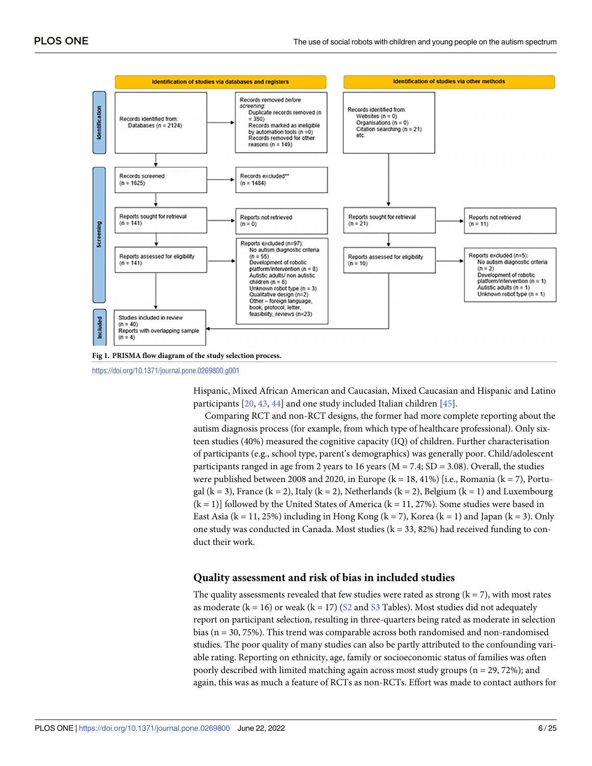**Identification of studies via databases and registers**

**Identification of studies via other methods**

**Identification**

Records identified from:
Databases (n = 2124)

Records removed before screening:
Duplicate records removed (n = 350)
Records marked as ineligible by automation tools (n =0)
Records removed for other reasons (n = 149)

Records identified from:
Websites (n = 0)
Organisations (n = 0)
Citation searching (n = 21)
etc.

**Screening**

Records screened
(n = 1625)

Records excluded**
(n = 1484)

Reports sought for retrieval
(n = 141)

Reports not retrieved
(n = 0)

Reports sought for retrieval
(n = 21)

Reports not retrieved
(n = 11)

Reports assessed for eligibility
(n = 141)

Reports excluded (n=97):
No autism diagnostic criteria (n = 55)
Development of robotic platform/intervention (n = 8)
Autistic adults/ non autistic children (n = 6)
Unknown robot type (n = 3)
Qualitative design (n=2)
Other – foreign language, book, protocol, letter, feasibility, reviews (n=23)

Reports assessed for eligibility
(n = 10)

Reports excluded (n=5):
No autism diagnostic criteria (n = 2)
Development of robotic platform/intervention (n = 1)
Autistic adults (n = 1)
Unknown robot type (n = 1)

**Included**

Studies included in review
(n = 40)
Reports with overlapping sample
(n = 4)

**Fig 1. PRISMA flow diagram of the study selection process.**

https://doi.org/10.1371/journal.pone.0269800.g001

Hispanic, Mixed African American and Caucasian, Mixed Caucasian and Hispanic and Latino participants [20, 43, 44] and one study included Italian children [45].

Comparing RCT and non-RCT designs, the former had more complete reporting about the autism diagnosis process (for example, from which type of healthcare professional). Only sixteen studies (40%) measured the cognitive capacity (IQ) of children. Further characterisation of participants (e.g., school type, parent's demographics) was generally poor. Child/adolescent participants ranged in age from 2 years to 16 years (M = 7.4; SD = 3.08). Overall, the studies were published between 2008 and 2020, in Europe (k = 18, 41%) [i.e., Romania (k = 7), Portugal (k = 3), France (k = 2), Italy (k = 2), Netherlands (k = 2), Belgium (k = 1) and Luxembourg (k = 1)] followed by the United States of America (k = 11, 27%). Some studies were based in East Asia (k = 11, 25%) including in Hong Kong (k = 7), Korea (k = 1) and Japan (k = 3). Only one study was conducted in Canada. Most studies (k = 33, 82%) had received funding to conduct their work.

## Quality assessment and risk of bias in included studies

The quality assessments revealed that few studies were rated as strong (k = 7), with most rates as moderate (k = 16) or weak (k = 17) (S2 and S3 Tables). Most studies did not adequately report on participant selection, resulting in three-quarters being rated as moderate in selection bias (n = 30, 75%). This trend was comparable across both randomised and non-randomised studies. The poor quality of many studies can also be partly attributed to the confounding variable rating. Reporting on ethnicity, age, family or socioeconomic status of families was often poorly described with limited matching again across most study groups (n = 29, 72%); and again, this was as much a feature of RCTs as non-RCTs. Effort was made to contact authors for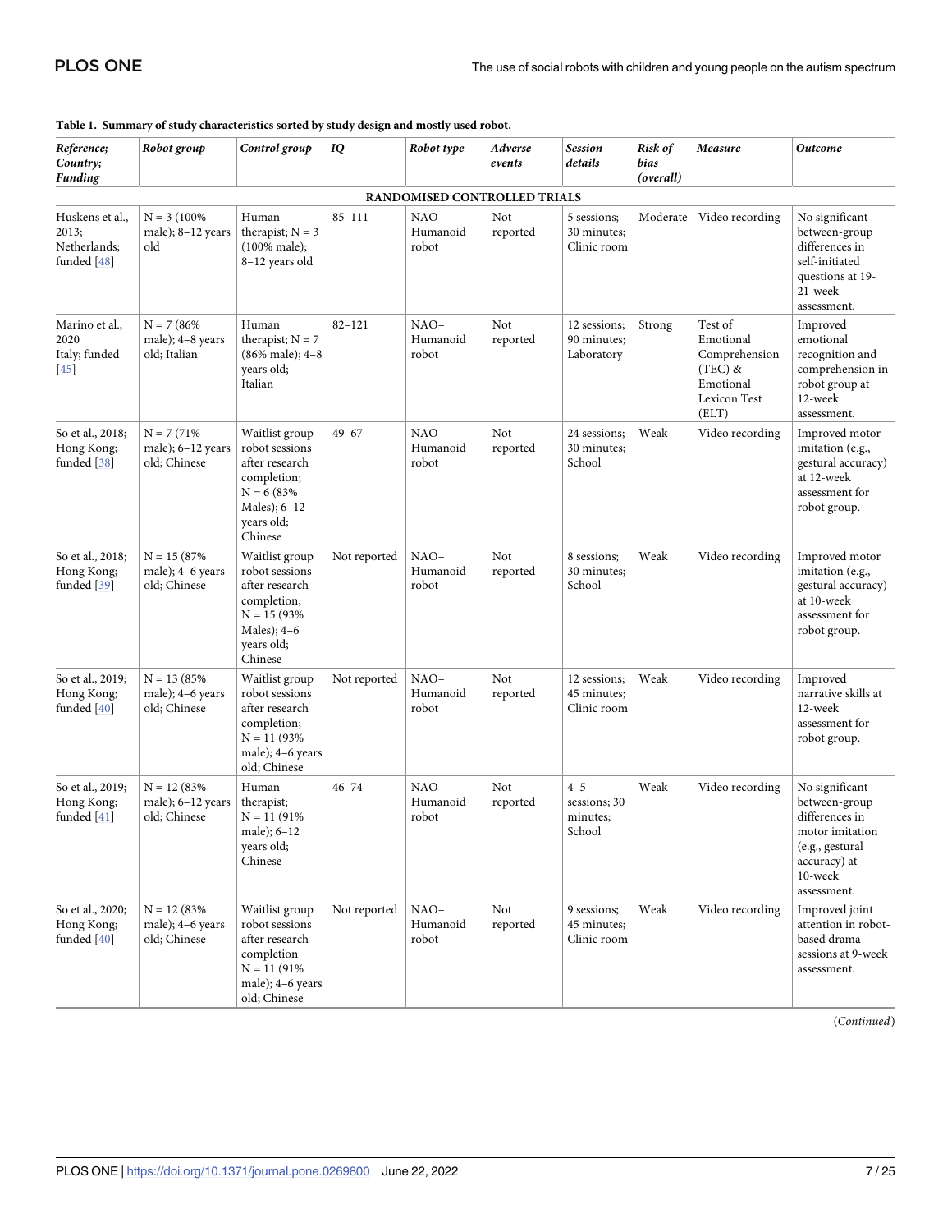**Table 1. Summary of study characteristics sorted by study design and mostly used robot.**

| *Reference; Country; Funding* | *Robot group* | *Control group* | *IQ* | *Robot type* | *Adverse events* | *Session details* | *Risk of bias (overall)* | *Measure* | *Outcome* |
|---|---|---|---|---|---|---|---|---|---|
| **RANDOMISED CONTROLLED TRIALS** | | | | | | | | | |
| Huskens et al., 2013; Netherlands; funded [48] | N = 3 (100% male); 8–12 years old | Human therapist; N = 3 (100% male); 8–12 years old | 85–111 | NAO–Humanoid robot | Not reported | 5 sessions; 30 minutes; Clinic room | Moderate | Video recording | No significant between-group differences in self-initiated questions at 19-21-week assessment. |
| Marino et al., 2020 Italy; funded [45] | N = 7 (86% male); 4–8 years old; Italian | Human therapist; N = 7 (86% male); 4–8 years old; Italian | 82–121 | NAO–Humanoid robot | Not reported | 12 sessions; 90 minutes; Laboratory | Strong | Test of Emotional Comprehension (TEC) & Emotional Lexicon Test (ELT) | Improved emotional recognition and comprehension in robot group at 12-week assessment. |
| So et al., 2018; Hong Kong; funded [38] | N = 7 (71% male); 6–12 years old; Chinese | Waitlist group robot sessions after research completion; N = 6 (83% Males); 6–12 years old; Chinese | 49–67 | NAO–Humanoid robot | Not reported | 24 sessions; 30 minutes; School | Weak | Video recording | Improved motor imitation (e.g., gestural accuracy) at 12-week assessment for robot group. |
| So et al., 2018; Hong Kong; funded [39] | N = 15 (87% male); 4–6 years old; Chinese | Waitlist group robot sessions after research completion; N = 15 (93% Males); 4–6 years old; Chinese | Not reported | NAO–Humanoid robot | Not reported | 8 sessions; 30 minutes; School | Weak | Video recording | Improved motor imitation (e.g., gestural accuracy) at 10-week assessment for robot group. |
| So et al., 2019; Hong Kong; funded [40] | N = 13 (85% male); 4–6 years old; Chinese | Waitlist group robot sessions after research completion; N = 11 (93% male); 4–6 years old; Chinese | Not reported | NAO–Humanoid robot | Not reported | 12 sessions; 45 minutes; Clinic room | Weak | Video recording | Improved narrative skills at 12-week assessment for robot group. |
| So et al., 2019; Hong Kong; funded [41] | N = 12 (83% male); 6–12 years old; Chinese | Human therapist; N = 11 (91% male); 6–12 years old; Chinese | 46–74 | NAO–Humanoid robot | Not reported | 4–5 sessions; 30 minutes; School | Weak | Video recording | No significant between-group differences in motor imitation (e.g., gestural accuracy) at 10-week assessment. |
| So et al., 2020; Hong Kong; funded [40] | N = 12 (83% male); 4–6 years old; Chinese | Waitlist group robot sessions after research completion N = 11 (91% male); 4–6 years old; Chinese | Not reported | NAO–Humanoid robot | Not reported | 9 sessions; 45 minutes; Clinic room | Weak | Video recording | Improved joint attention in robot-based drama sessions at 9-week assessment. |

(*Continued*)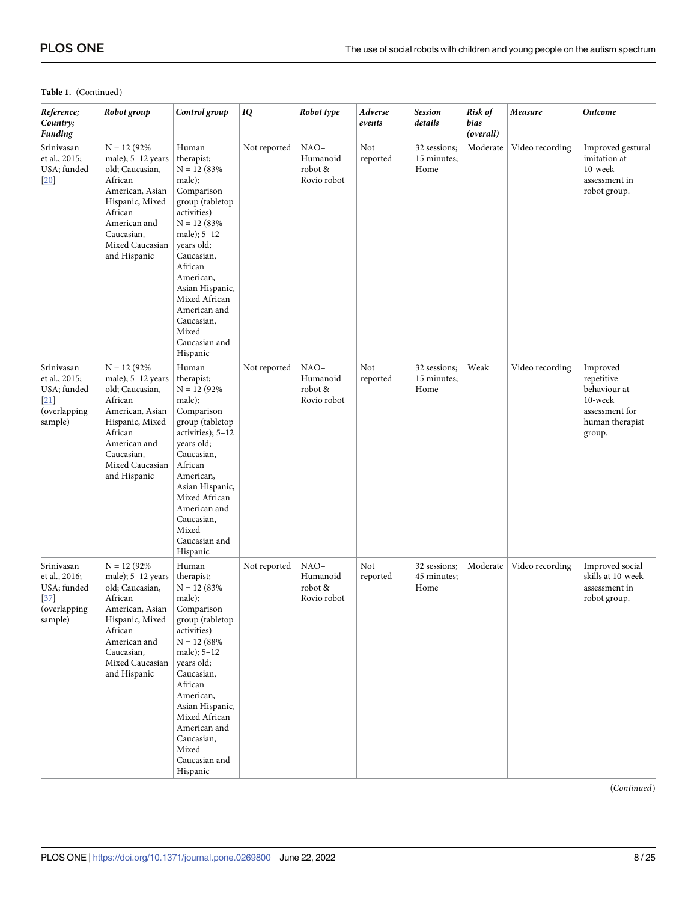**Table 1.** (Continued)

| *Reference; Country; Funding* | *Robot group* | *Control group* | *IQ* | *Robot type* | *Adverse events* | *Session details* | *Risk of bias (overall)* | *Measure* | *Outcome* |
|---|---|---|---|---|---|---|---|---|---|
| Srinivasan et al., 2015; USA; funded [20] | N = 12 (92% male); 5–12 years old; Caucasian, African American, Asian Hispanic, Mixed African American and Caucasian, Mixed Caucasian and Hispanic | Human therapist; N = 12 (83% male); Comparison group (tabletop activities) N = 12 (83% male); 5–12 years old; Caucasian, African American, Asian Hispanic, Mixed African American and Caucasian, Mixed Caucasian and Hispanic | Not reported | NAO– Humanoid robot & Rovio robot | Not reported | 32 sessions; 15 minutes; Home | Moderate | Video recording | Improved gestural imitation at 10-week assessment in robot group. |
| Srinivasan et al., 2015; USA; funded [21] (overlapping sample) | N = 12 (92% male); 5–12 years old; Caucasian, African American, Asian Hispanic, Mixed African American and Caucasian, Mixed Caucasian and Hispanic | Human therapist; N = 12 (92% male); Comparison group (tabletop activities); 5–12 years old; Caucasian, African American, Asian Hispanic, Mixed African American and Caucasian, Mixed Caucasian and Hispanic | Not reported | NAO– Humanoid robot & Rovio robot | Not reported | 32 sessions; 15 minutes; Home | Weak | Video recording | Improved repetitive behaviour at 10-week assessment for human therapist group. |
| Srinivasan et al., 2016; USA; funded [37] (overlapping sample) | N = 12 (92% male); 5–12 years old; Caucasian, African American, Asian Hispanic, Mixed African American and Caucasian, Mixed Caucasian and Hispanic | Human therapist; N = 12 (83% male); Comparison group (tabletop activities) N = 12 (88% male); 5–12 years old; Caucasian, African American, Asian Hispanic, Mixed African American and Caucasian, Mixed Caucasian and Hispanic | Not reported | NAO– Humanoid robot & Rovio robot | Not reported | 32 sessions; 45 minutes; Home | Moderate | Video recording | Improved social skills at 10-week assessment in robot group. |

(*Continued*)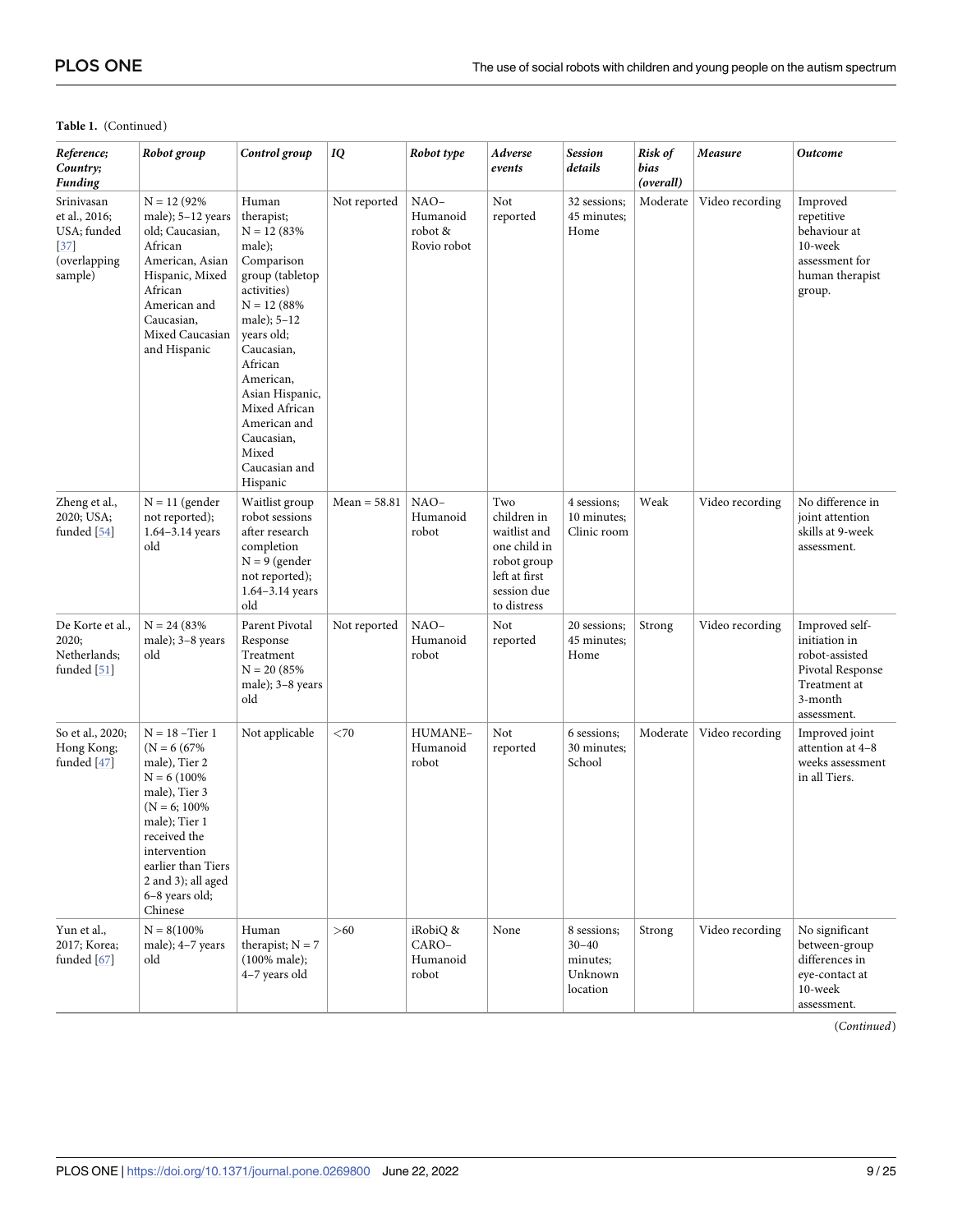**Table 1.** (Continued)

| *Reference; Country; Funding* | *Robot group* | *Control group* | *IQ* | *Robot type* | *Adverse events* | *Session details* | *Risk of bias (overall)* | *Measure* | *Outcome* |
|---|---|---|---|---|---|---|---|---|---|
| Srinivasan et al., 2016; USA; funded [37] (overlapping sample) | N = 12 (92% male); 5–12 years old; Caucasian, African American, Asian Hispanic, Mixed African American and Caucasian, Mixed Caucasian and Hispanic | Human therapist; N = 12 (83% male); Comparison group (tabletop activities) N = 12 (88% male); 5–12 years old; Caucasian, African American, Asian Hispanic, Mixed African American and Caucasian, Mixed Caucasian and Hispanic | Not reported | NAO–Humanoid robot & Rovio robot | Not reported | 32 sessions; 45 minutes; Home | Moderate | Video recording | Improved repetitive behaviour at 10-week assessment for human therapist group. |
| Zheng et al., 2020; USA; funded [54] | N = 11 (gender not reported); 1.64–3.14 years old | Waitlist group robot sessions after research completion N = 9 (gender not reported); 1.64–3.14 years old | Mean = 58.81 | NAO–Humanoid robot | Two children in waitlist and one child in robot group left at first session due to distress | 4 sessions; 10 minutes; Clinic room | Weak | Video recording | No difference in joint attention skills at 9-week assessment. |
| De Korte et al., 2020; Netherlands; funded [51] | N = 24 (83% male); 3–8 years old | Parent Pivotal Response Treatment N = 20 (85% male); 3–8 years old | Not reported | NAO–Humanoid robot | Not reported | 20 sessions; 45 minutes; Home | Strong | Video recording | Improved self-initiation in robot-assisted Pivotal Response Treatment at 3-month assessment. |
| So et al., 2020; Hong Kong; funded [47] | N = 18 –Tier 1 (N = 6 (67% male), Tier 2 N = 6 (100% male), Tier 3 (N = 6; 100% male); Tier 1 received the intervention earlier than Tiers 2 and 3); all aged 6–8 years old; Chinese | Not applicable | <70 | HUMANE–Humanoid robot | Not reported | 6 sessions; 30 minutes; School | Moderate | Video recording | Improved joint attention at 4–8 weeks assessment in all Tiers. |
| Yun et al., 2017; Korea; funded [67] | N = 8(100% male); 4–7 years old | Human therapist; N = 7 (100% male); 4–7 years old | >60 | iRobiQ & CARO–Humanoid robot | None | 8 sessions; 30–40 minutes; Unknown location | Strong | Video recording | No significant between-group differences in eye-contact at 10-week assessment. |

(*Continued*)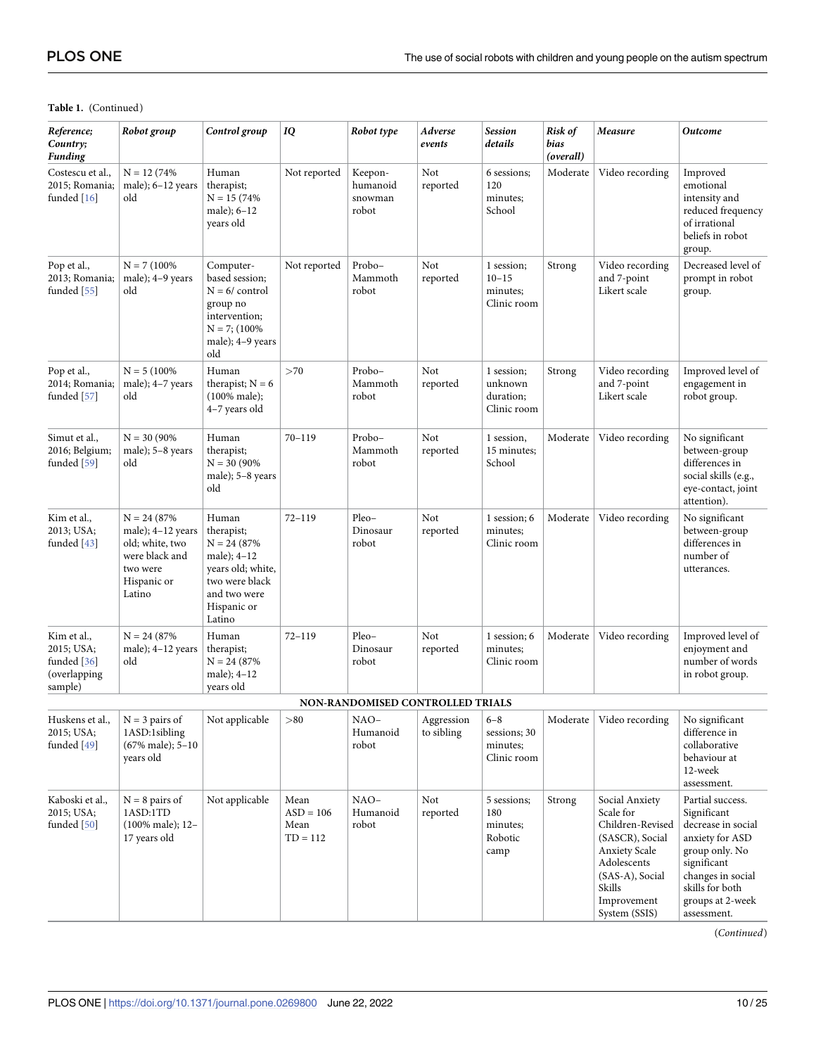**Table 1.** (Continued)

| *Reference; Country; Funding* | *Robot group* | *Control group* | *IQ* | *Robot type* | *Adverse events* | *Session details* | *Risk of bias (overall)* | *Measure* | *Outcome* |
|---|---|---|---|---|---|---|---|---|---|
| Costescu et al., 2015; Romania; funded [16] | N = 12 (74% male); 6–12 years old | Human therapist; N = 15 (74% male); 6–12 years old | Not reported | Keepon- humanoid snowman robot | Not reported | 6 sessions; 120 minutes; School | Moderate | Video recording | Improved emotional intensity and reduced frequency of irrational beliefs in robot group. |
| Pop et al., 2013; Romania; funded [55] | N = 7 (100% male); 4–9 years old | Computer-based session; N = 6/ control group no intervention; N = 7; (100% male); 4–9 years old | Not reported | Probo– Mammoth robot | Not reported | 1 session; 10–15 minutes; Clinic room | Strong | Video recording and 7-point Likert scale | Decreased level of prompt in robot group. |
| Pop et al., 2014; Romania; funded [57] | N = 5 (100% male); 4–7 years old | Human therapist; N = 6 (100% male); 4–7 years old | >70 | Probo– Mammoth robot | Not reported | 1 session; unknown duration; Clinic room | Strong | Video recording and 7-point Likert scale | Improved level of engagement in robot group. |
| Simut et al., 2016; Belgium; funded [59] | N = 30 (90% male); 5–8 years old | Human therapist; N = 30 (90% male); 5–8 years old | 70–119 | Probo– Mammoth robot | Not reported | 1 session, 15 minutes; School | Moderate | Video recording | No significant between-group differences in social skills (e.g., eye-contact, joint attention). |
| Kim et al., 2013; USA; funded [43] | N = 24 (87% male); 4–12 years old; white, two were black and two were Hispanic or Latino | Human therapist; N = 24 (87% male); 4–12 years old; white, two were black and two were Hispanic or Latino | 72–119 | Pleo– Dinosaur robot | Not reported | 1 session; 6 minutes; Clinic room | Moderate | Video recording | No significant between-group differences in number of utterances. |
| Kim et al., 2015; USA; funded [36] (overlapping sample) | N = 24 (87% male); 4–12 years old | Human therapist; N = 24 (87% male); 4–12 years old | 72–119 | Pleo– Dinosaur robot | Not reported | 1 session; 6 minutes; Clinic room | Moderate | Video recording | Improved level of enjoyment and number of words in robot group. |
| | | | | **NON-RANDOMISED CONTROLLED TRIALS** | | | | | |
| Huskens et al., 2015; USA; funded [49] | N = 3 pairs of 1ASD:1sibling (67% male); 5–10 years old | Not applicable | >80 | NAO– Humanoid robot | Aggression to sibling | 6–8 sessions; 30 minutes; Clinic room | Moderate | Video recording | No significant difference in collaborative behaviour at 12-week assessment. |
| Kaboski et al., 2015; USA; funded [50] | N = 8 pairs of 1ASD:1TD (100% male); 12–17 years old | Not applicable | Mean ASD = 106 Mean TD = 112 | NAO– Humanoid robot | Not reported | 5 sessions; 180 minutes; Robotic camp | Strong | Social Anxiety Scale for Children-Revised (SASCR), Social Anxiety Scale Adolescents (SAS-A), Social Skills Improvement System (SSIS) | Partial success. Significant decrease in social anxiety for ASD group only. No significant changes in social skills for both groups at 2-week assessment. |

(*Continued*)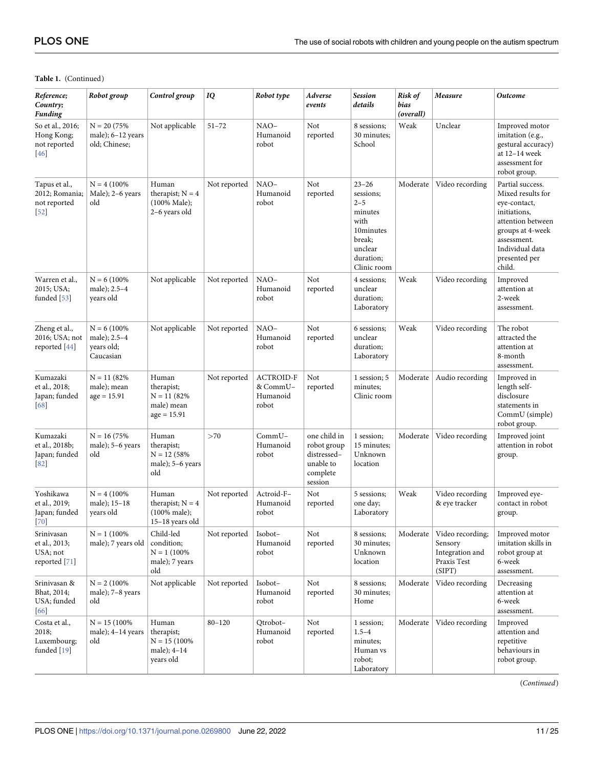**Table 1.** (Continued)

| *Reference; Country; Funding* | *Robot group* | *Control group* | *IQ* | *Robot type* | *Adverse events* | *Session details* | *Risk of bias (overall)* | *Measure* | *Outcome* |
|---|---|---|---|---|---|---|---|---|---|
| So et al., 2016; Hong Kong; not reported [46] | N = 20 (75% male); 6–12 years old; Chinese; | Not applicable | 51–72 | NAO–Humanoid robot | Not reported | 8 sessions; 30 minutes; School | Weak | Unclear | Improved motor imitation (e.g., gestural accuracy) at 12–14 week assessment for robot group. |
| Tapus et al., 2012; Romania; not reported [52] | N = 4 (100% Male); 2–6 years old | Human therapist; N = 4 (100% Male); 2–6 years old | Not reported | NAO–Humanoid robot | Not reported | 23–26 sessions; 2–5 minutes with 10minutes break; unclear duration; Clinic room | Moderate | Video recording | Partial success. Mixed results for eye-contact, initiations, attention between groups at 4-week assessment. Individual data presented per child. |
| Warren et al., 2015; USA; funded [53] | N = 6 (100% male); 2.5–4 years old | Not applicable | Not reported | NAO–Humanoid robot | Not reported | 4 sessions; unclear duration; Laboratory | Weak | Video recording | Improved attention at 2-week assessment. |
| Zheng et al., 2016; USA; not reported [44] | N = 6 (100% male); 2.5–4 years old; Caucasian | Not applicable | Not reported | NAO–Humanoid robot | Not reported | 6 sessions; unclear duration; Laboratory | Weak | Video recording | The robot attracted the attention at 8-month assessment. |
| Kumazaki et al., 2018; Japan; funded [68] | N = 11 (82% male); mean age = 15.91 | Human therapist; N = 11 (82% male) mean age = 15.91 | Not reported | ACTROID-F & CommU–Humanoid robot | Not reported | 1 session; 5 minutes; Clinic room | Moderate | Audio recording | Improved in length self-disclosure statements in CommU (simple) robot group. |
| Kumazaki et al., 2018b; Japan; funded [82] | N = 16 (75% male); 5–6 years old | Human therapist; N = 12 (58% male); 5–6 years old | >70 | CommU–Humanoid robot | one child in robot group distressed–unable to complete session | 1 session; 15 minutes; Unknown location | Moderate | Video recording | Improved joint attention in robot group. |
| Yoshikawa et al., 2019; Japan; funded [70] | N = 4 (100% male); 15–18 years old | Human therapist; N = 4 (100% male); 15–18 years old | Not reported | Actroid-F–Humanoid robot | Not reported | 5 sessions; one day; Laboratory | Weak | Video recording & eye tracker | Improved eye-contact in robot group. |
| Srinivasan et al., 2013; USA; not reported [71] | N = 1 (100% male); 7 years old | Child-led condition; N = 1 (100% male); 7 years old | Not reported | Isobot–Humanoid robot | Not reported | 8 sessions; 30 minutes; Unknown location | Moderate | Video recording; Sensory Integration and Praxis Test (SIPT) | Improved motor imitation skills in robot group at 6-week assessment. |
| Srinivasan & Bhat, 2014; USA; funded [66] | N = 2 (100% male); 7–8 years old | Not applicable | Not reported | Isobot–Humanoid robot | Not reported | 8 sessions; 30 minutes; Home | Moderate | Video recording | Decreasing attention at 6-week assessment. |
| Costa et al., 2018; Luxembourg; funded [19] | N = 15 (100% male); 4–14 years old | Human therapist; N = 15 (100% male); 4–14 years old | 80–120 | Qtrobot–Humanoid robot | Not reported | 1 session; 1.5–4 minutes; Human vs robot; Laboratory | Moderate | Video recording | Improved attention and repetitive behaviours in robot group. |

(*Continued*)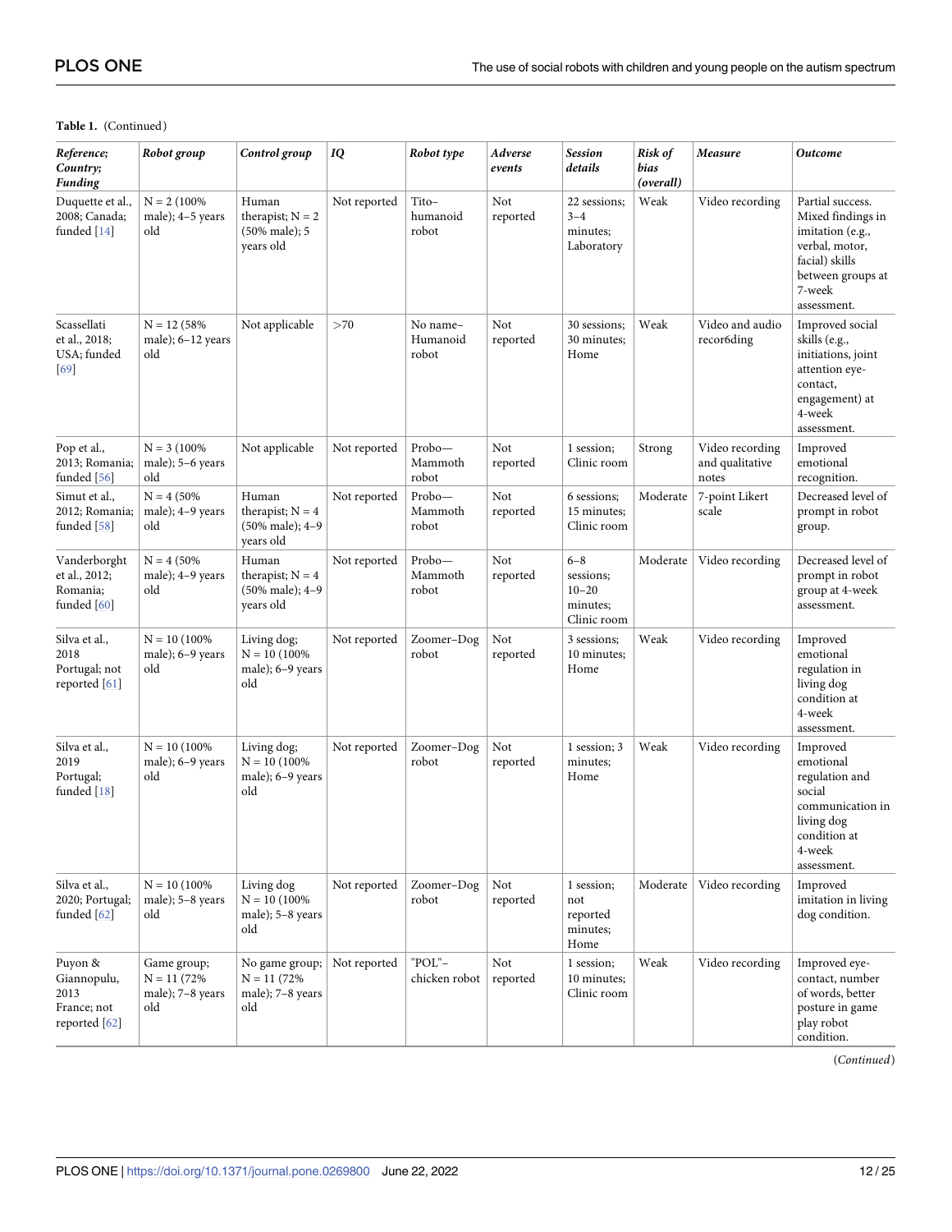**Table 1.** (Continued)

| *Reference; Country; Funding* | *Robot group* | *Control group* | *IQ* | *Robot type* | *Adverse events* | *Session details* | *Risk of bias (overall)* | *Measure* | *Outcome* |
|---|---|---|---|---|---|---|---|---|---|
| Duquette et al., 2008; Canada; funded [14] | N = 2 (100% male); 4–5 years old | Human therapist; N = 2 (50% male); 5 years old | Not reported | Tito–humanoid robot | Not reported | 22 sessions; 3–4 minutes; Laboratory | Weak | Video recording | Partial success. Mixed findings in imitation (e.g., verbal, motor, facial) skills between groups at 7-week assessment. |
| Scassellati et al., 2018; USA; funded [69] | N = 12 (58% male); 6–12 years old | Not applicable | >70 | No name–Humanoid robot | Not reported | 30 sessions; 30 minutes; Home | Weak | Video and audio recor6ding | Improved social skills (e.g., initiations, joint attention eye-contact, engagement) at 4-week assessment. |
| Pop et al., 2013; Romania; funded [56] | N = 3 (100% male); 5–6 years old | Not applicable | Not reported | Probo—Mammoth robot | Not reported | 1 session; Clinic room | Strong | Video recording and qualitative notes | Improved emotional recognition. |
| Simut et al., 2012; Romania; funded [58] | N = 4 (50% male); 4–9 years old | Human therapist; N = 4 (50% male); 4–9 years old | Not reported | Probo—Mammoth robot | Not reported | 6 sessions; 15 minutes; Clinic room | Moderate | 7-point Likert scale | Decreased level of prompt in robot group. |
| Vanderborght et al., 2012; Romania; funded [60] | N = 4 (50% male); 4–9 years old | Human therapist; N = 4 (50% male); 4–9 years old | Not reported | Probo—Mammoth robot | Not reported | 6–8 sessions; 10–20 minutes; Clinic room | Moderate | Video recording | Decreased level of prompt in robot group at 4-week assessment. |
| Silva et al., 2018 Portugal; not reported [61] | N = 10 (100% male); 6–9 years old | Living dog; N = 10 (100% male); 6–9 years old | Not reported | Zoomer–Dog robot | Not reported | 3 sessions; 10 minutes; Home | Weak | Video recording | Improved emotional regulation in living dog condition at 4-week assessment. |
| Silva et al., 2019 Portugal; funded [18] | N = 10 (100% male); 6–9 years old | Living dog; N = 10 (100% male); 6–9 years old | Not reported | Zoomer–Dog robot | Not reported | 1 session; 3 minutes; Home | Weak | Video recording | Improved emotional regulation and social communication in living dog condition at 4-week assessment. |
| Silva et al., 2020; Portugal; funded [62] | N = 10 (100% male); 5–8 years old | Living dog N = 10 (100% male); 5–8 years old | Not reported | Zoomer–Dog robot | Not reported | 1 session; not reported minutes; Home | Moderate | Video recording | Improved imitation in living dog condition. |
| Puyon & Giannopulu, 2013 France; not reported [62] | Game group; N = 11 (72% male); 7–8 years old | No game group; N = 11 (72% male); 7–8 years old | Not reported | "POL"–chicken robot | Not reported | 1 session; 10 minutes; Clinic room | Weak | Video recording | Improved eye-contact, number of words, better posture in game play robot condition. |

(*Continued*)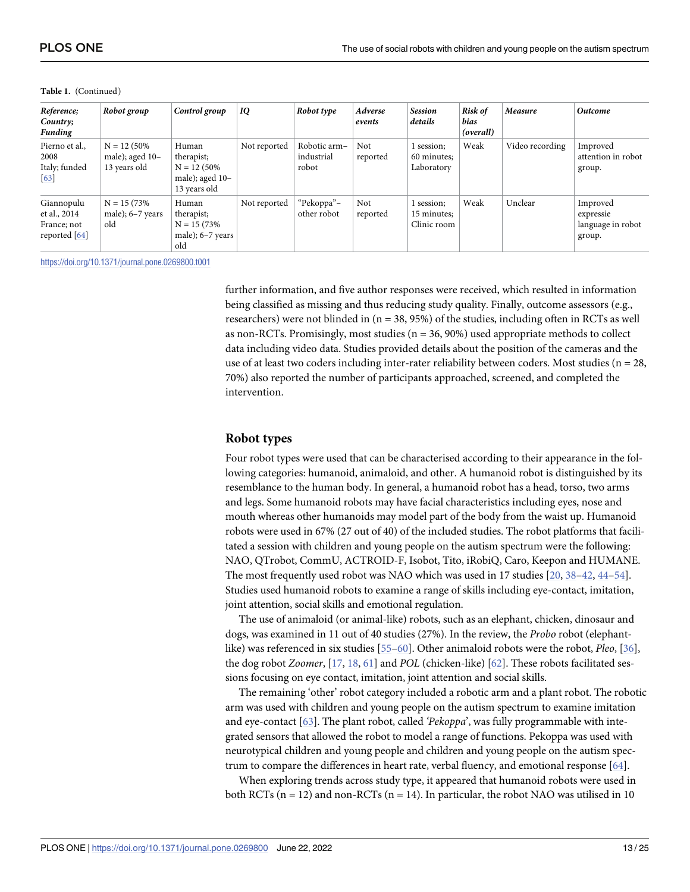**Table 1.** (Continued)

| *Reference; Country; Funding* | *Robot group* | *Control group* | *IQ* | *Robot type* | *Adverse events* | *Session details* | *Risk of bias (overall)* | *Measure* | *Outcome* |
|---|---|---|---|---|---|---|---|---|---|
| Pierno et al., 2008 Italy; funded [63] | N = 12 (50% male); aged 10–13 years old | Human therapist; N = 12 (50% male); aged 10–13 years old | Not reported | Robotic arm–industrial robot | Not reported | 1 session; 60 minutes; Laboratory | Weak | Video recording | Improved attention in robot group. |
| Giannopulu et al., 2014 France; not reported [64] | N = 15 (73% male); 6–7 years old | Human therapist; N = 15 (73% male); 6–7 years old | Not reported | "Pekoppa"– other robot | Not reported | 1 session; 15 minutes; Clinic room | Weak | Unclear | Improved expressie language in robot group. |

https://doi.org/10.1371/journal.pone.0269800.t001

further information, and five author responses were received, which resulted in information being classified as missing and thus reducing study quality. Finally, outcome assessors (e.g., researchers) were not blinded in (n = 38, 95%) of the studies, including often in RCTs as well as non-RCTs. Promisingly, most studies (n = 36, 90%) used appropriate methods to collect data including video data. Studies provided details about the position of the cameras and the use of at least two coders including inter-rater reliability between coders. Most studies (n = 28, 70%) also reported the number of participants approached, screened, and completed the intervention.

## Robot types

Four robot types were used that can be characterised according to their appearance in the following categories: humanoid, animaloid, and other. A humanoid robot is distinguished by its resemblance to the human body. In general, a humanoid robot has a head, torso, two arms and legs. Some humanoid robots may have facial characteristics including eyes, nose and mouth whereas other humanoids may model part of the body from the waist up. Humanoid robots were used in 67% (27 out of 40) of the included studies. The robot platforms that facilitated a session with children and young people on the autism spectrum were the following: NAO, QTrobot, CommU, ACTROID-F, Isobot, Tito, iRobiQ, Caro, Keepon and HUMANE. The most frequently used robot was NAO which was used in 17 studies [20, 38–42, 44–54]. Studies used humanoid robots to examine a range of skills including eye-contact, imitation, joint attention, social skills and emotional regulation.

The use of animaloid (or animal-like) robots, such as an elephant, chicken, dinosaur and dogs, was examined in 11 out of 40 studies (27%). In the review, the *Probo* robot (elephant-like) was referenced in six studies [55–60]. Other animaloid robots were the robot, *Pleo*, [36], the dog robot *Zoomer*, [17, 18, 61] and *POL* (chicken-like) [62]. These robots facilitated sessions focusing on eye contact, imitation, joint attention and social skills.

The remaining 'other' robot category included a robotic arm and a plant robot. The robotic arm was used with children and young people on the autism spectrum to examine imitation and eye-contact [63]. The plant robot, called *'Pekoppa'*, was fully programmable with integrated sensors that allowed the robot to model a range of functions. Pekoppa was used with neurotypical children and young people and children and young people on the autism spectrum to compare the differences in heart rate, verbal fluency, and emotional response [64].

When exploring trends across study type, it appeared that humanoid robots were used in both RCTs (n = 12) and non-RCTs (n = 14). In particular, the robot NAO was utilised in 10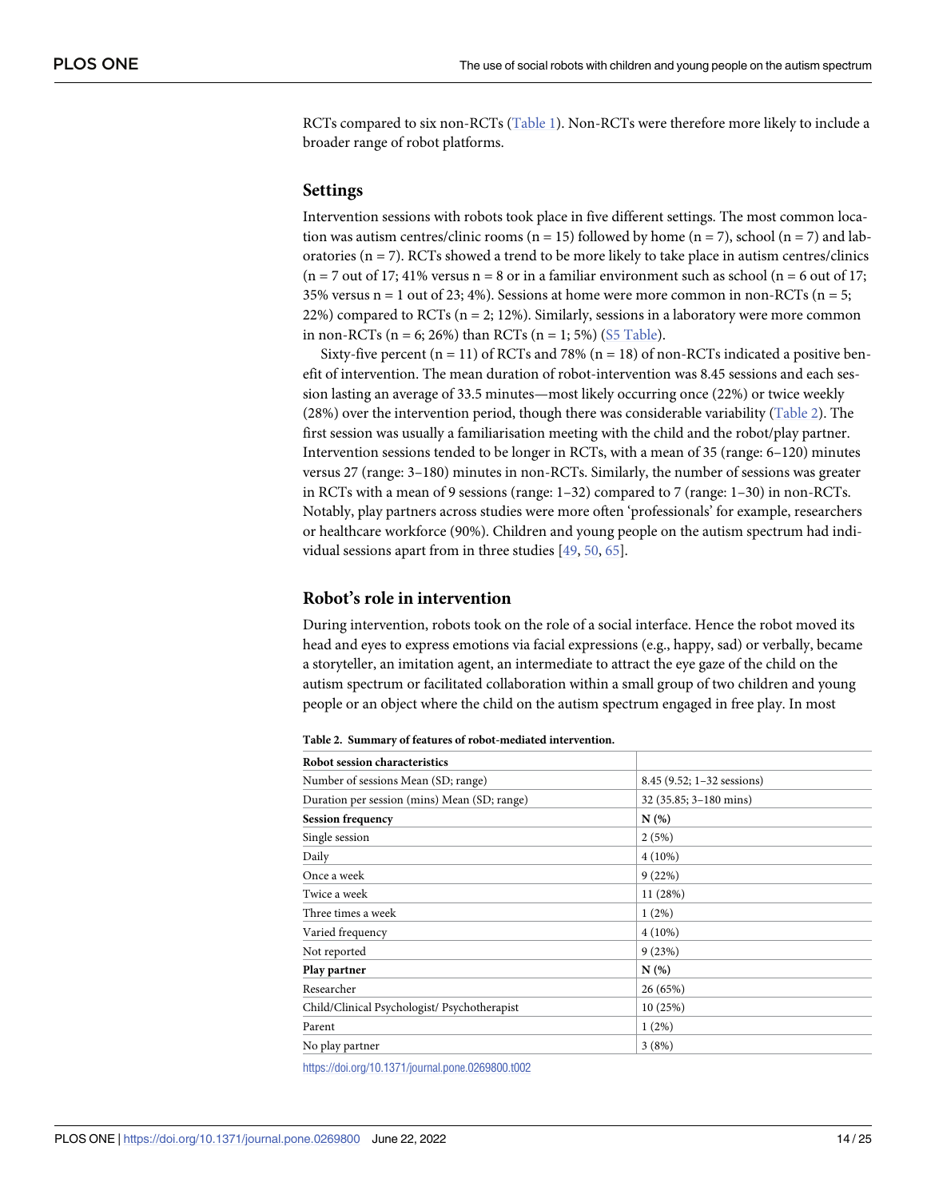RCTs compared to six non-RCTs (Table 1). Non-RCTs were therefore more likely to include a broader range of robot platforms.

## Settings

Intervention sessions with robots took place in five different settings. The most common location was autism centres/clinic rooms (n = 15) followed by home (n = 7), school (n = 7) and laboratories (n = 7). RCTs showed a trend to be more likely to take place in autism centres/clinics (n = 7 out of 17; 41% versus n = 8 or in a familiar environment such as school (n = 6 out of 17; 35% versus n = 1 out of 23; 4%). Sessions at home were more common in non-RCTs (n = 5; 22%) compared to RCTs (n = 2; 12%). Similarly, sessions in a laboratory were more common in non-RCTs (n = 6; 26%) than RCTs (n = 1; 5%) (S5 Table).

Sixty-five percent (n = 11) of RCTs and 78% (n = 18) of non-RCTs indicated a positive benefit of intervention. The mean duration of robot-intervention was 8.45 sessions and each session lasting an average of 33.5 minutes—most likely occurring once (22%) or twice weekly (28%) over the intervention period, though there was considerable variability (Table 2). The first session was usually a familiarisation meeting with the child and the robot/play partner. Intervention sessions tended to be longer in RCTs, with a mean of 35 (range: 6–120) minutes versus 27 (range: 3–180) minutes in non-RCTs. Similarly, the number of sessions was greater in RCTs with a mean of 9 sessions (range: 1–32) compared to 7 (range: 1–30) in non-RCTs. Notably, play partners across studies were more often 'professionals' for example, researchers or healthcare workforce (90%). Children and young people on the autism spectrum had individual sessions apart from in three studies [49, 50, 65].

## Robot's role in intervention

During intervention, robots took on the role of a social interface. Hence the robot moved its head and eyes to express emotions via facial expressions (e.g., happy, sad) or verbally, became a storyteller, an imitation agent, an intermediate to attract the eye gaze of the child on the autism spectrum or facilitated collaboration within a small group of two children and young people or an object where the child on the autism spectrum engaged in free play. In most

**Table 2. Summary of features of robot-mediated intervention.**

| **Robot session characteristics** | |
|---|---|
| Number of sessions Mean (SD; range) | 8.45 (9.52; 1–32 sessions) |
| Duration per session (mins) Mean (SD; range) | 32 (35.85; 3–180 mins) |
| **Session frequency** | **N (%)** |
| Single session | 2 (5%) |
| Daily | 4 (10%) |
| Once a week | 9 (22%) |
| Twice a week | 11 (28%) |
| Three times a week | 1 (2%) |
| Varied frequency | 4 (10%) |
| Not reported | 9 (23%) |
| **Play partner** | **N (%)** |
| Researcher | 26 (65%) |
| Child/Clinical Psychologist/ Psychotherapist | 10 (25%) |
| Parent | 1 (2%) |
| No play partner | 3 (8%) |

https://doi.org/10.1371/journal.pone.0269800.t002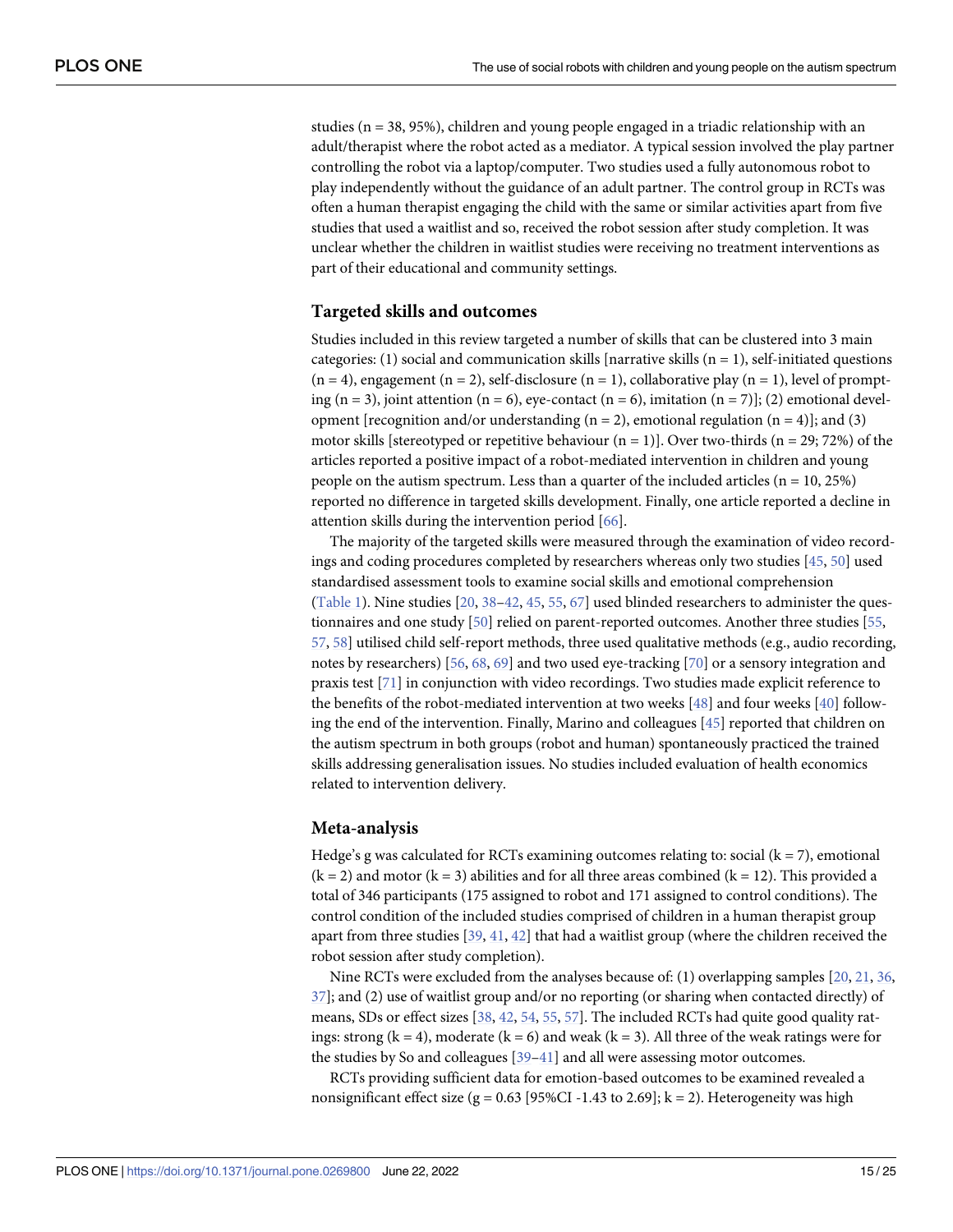studies (n = 38, 95%), children and young people engaged in a triadic relationship with an adult/therapist where the robot acted as a mediator. A typical session involved the play partner controlling the robot via a laptop/computer. Two studies used a fully autonomous robot to play independently without the guidance of an adult partner. The control group in RCTs was often a human therapist engaging the child with the same or similar activities apart from five studies that used a waitlist and so, received the robot session after study completion. It was unclear whether the children in waitlist studies were receiving no treatment interventions as part of their educational and community settings.

## Targeted skills and outcomes

Studies included in this review targeted a number of skills that can be clustered into 3 main categories: (1) social and communication skills [narrative skills (n = 1), self-initiated questions (n = 4), engagement (n = 2), self-disclosure (n = 1), collaborative play (n = 1), level of prompting (n = 3), joint attention (n = 6), eye-contact (n = 6), imitation (n = 7)]; (2) emotional development [recognition and/or understanding (n = 2), emotional regulation (n = 4)]; and (3) motor skills [stereotyped or repetitive behaviour (n = 1)]. Over two-thirds (n = 29; 72%) of the articles reported a positive impact of a robot-mediated intervention in children and young people on the autism spectrum. Less than a quarter of the included articles (n = 10, 25%) reported no difference in targeted skills development. Finally, one article reported a decline in attention skills during the intervention period [66].

The majority of the targeted skills were measured through the examination of video recordings and coding procedures completed by researchers whereas only two studies [45, 50] used standardised assessment tools to examine social skills and emotional comprehension (Table 1). Nine studies [20, 38–42, 45, 55, 67] used blinded researchers to administer the questionnaires and one study [50] relied on parent-reported outcomes. Another three studies [55, 57, 58] utilised child self-report methods, three used qualitative methods (e.g., audio recording, notes by researchers) [56, 68, 69] and two used eye-tracking [70] or a sensory integration and praxis test [71] in conjunction with video recordings. Two studies made explicit reference to the benefits of the robot-mediated intervention at two weeks [48] and four weeks [40] following the end of the intervention. Finally, Marino and colleagues [45] reported that children on the autism spectrum in both groups (robot and human) spontaneously practiced the trained skills addressing generalisation issues. No studies included evaluation of health economics related to intervention delivery.

## Meta-analysis

Hedge's g was calculated for RCTs examining outcomes relating to: social (k = 7), emotional (k = 2) and motor (k = 3) abilities and for all three areas combined (k = 12). This provided a total of 346 participants (175 assigned to robot and 171 assigned to control conditions). The control condition of the included studies comprised of children in a human therapist group apart from three studies [39, 41, 42] that had a waitlist group (where the children received the robot session after study completion).

Nine RCTs were excluded from the analyses because of: (1) overlapping samples [20, 21, 36, 37]; and (2) use of waitlist group and/or no reporting (or sharing when contacted directly) of means, SDs or effect sizes [38, 42, 54, 55, 57]. The included RCTs had quite good quality ratings: strong (k = 4), moderate (k = 6) and weak (k = 3). All three of the weak ratings were for the studies by So and colleagues [39–41] and all were assessing motor outcomes.

RCTs providing sufficient data for emotion-based outcomes to be examined revealed a nonsignificant effect size (g = 0.63 [95%CI -1.43 to 2.69]; k = 2). Heterogeneity was high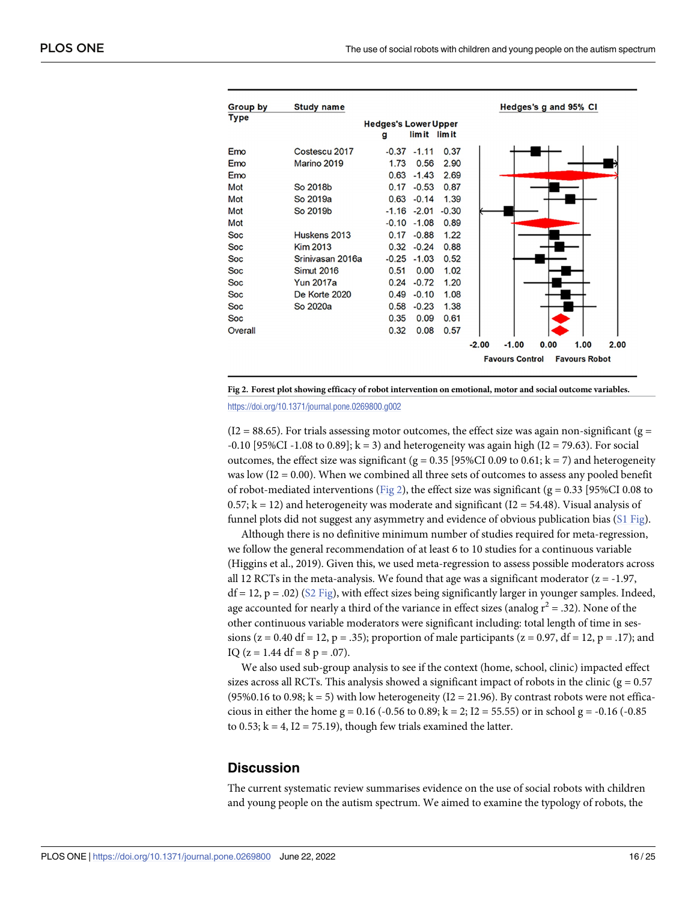| Group by Type | Study name | Hedges's g | Lower limit | Upper limit |
|---|---|---|---|---|
| Emo | Costescu 2017 | -0.37 | -1.11 | 0.37 |
| Emo | Marino 2019 | 1.73 | 0.56 | 2.90 |
| Emo | | 0.63 | -1.43 | 2.69 |
| Mot | So 2018b | 0.17 | -0.53 | 0.87 |
| Mot | So 2019a | 0.63 | -0.14 | 1.39 |
| Mot | So 2019b | -1.16 | -2.01 | -0.30 |
| Mot | | -0.10 | -1.08 | 0.89 |
| Soc | Huskens 2013 | 0.17 | -0.88 | 1.22 |
| Soc | Kim 2013 | 0.32 | -0.24 | 0.88 |
| Soc | Srinivasan 2016a | -0.25 | -1.03 | 0.52 |
| Soc | Simut 2016 | 0.51 | 0.00 | 1.02 |
| Soc | Yun 2017a | 0.24 | -0.72 | 1.20 |
| Soc | De Korte 2020 | 0.49 | -0.10 | 1.08 |
| Soc | So 2020a | 0.58 | -0.23 | 1.38 |
| Soc | | 0.35 | 0.09 | 0.61 |
| Overall | | 0.32 | 0.08 | 0.57 |

Hedges's g and 95% CI: -2.00, -1.00, 0.00, 1.00, 2.00 — Favours Control / Favours Robot

**Fig 2. Forest plot showing efficacy of robot intervention on emotional, motor and social outcome variables.**

https://doi.org/10.1371/journal.pone.0269800.g002

(I2 = 88.65). For trials assessing motor outcomes, the effect size was again non-significant (g = -0.10 [95%CI -1.08 to 0.89]; k = 3) and heterogeneity was again high (I2 = 79.63). For social outcomes, the effect size was significant (g = 0.35 [95%CI 0.09 to 0.61; k = 7) and heterogeneity was low (I2 = 0.00). When we combined all three sets of outcomes to assess any pooled benefit of robot-mediated interventions (Fig 2), the effect size was significant (g = 0.33 [95%CI 0.08 to 0.57; k = 12) and heterogeneity was moderate and significant (I2 = 54.48). Visual analysis of funnel plots did not suggest any asymmetry and evidence of obvious publication bias (S1 Fig).

Although there is no definitive minimum number of studies required for meta-regression, we follow the general recommendation of at least 6 to 10 studies for a continuous variable (Higgins et al., 2019). Given this, we used meta-regression to assess possible moderators across all 12 RCTs in the meta-analysis. We found that age was a significant moderator (z = -1.97, df = 12, p = .02) (S2 Fig), with effect sizes being significantly larger in younger samples. Indeed, age accounted for nearly a third of the variance in effect sizes (analog $r^2$ = .32). None of the other continuous variable moderators were significant including: total length of time in sessions (z = 0.40 df = 12, p = .35); proportion of male participants (z = 0.97, df = 12, p = .17); and IQ (z = 1.44 df = 8 p = .07).

We also used sub-group analysis to see if the context (home, school, clinic) impacted effect sizes across all RCTs. This analysis showed a significant impact of robots in the clinic (g = 0.57 (95%0.16 to 0.98; k = 5) with low heterogeneity (I2 = 21.96). By contrast robots were not efficacious in either the home g = 0.16 (-0.56 to 0.89; k = 2; I2 = 55.55) or in school g = -0.16 (-0.85 to 0.53; k = 4, I2 = 75.19), though few trials examined the latter.

## Discussion

The current systematic review summarises evidence on the use of social robots with children and young people on the autism spectrum. We aimed to examine the typology of robots, the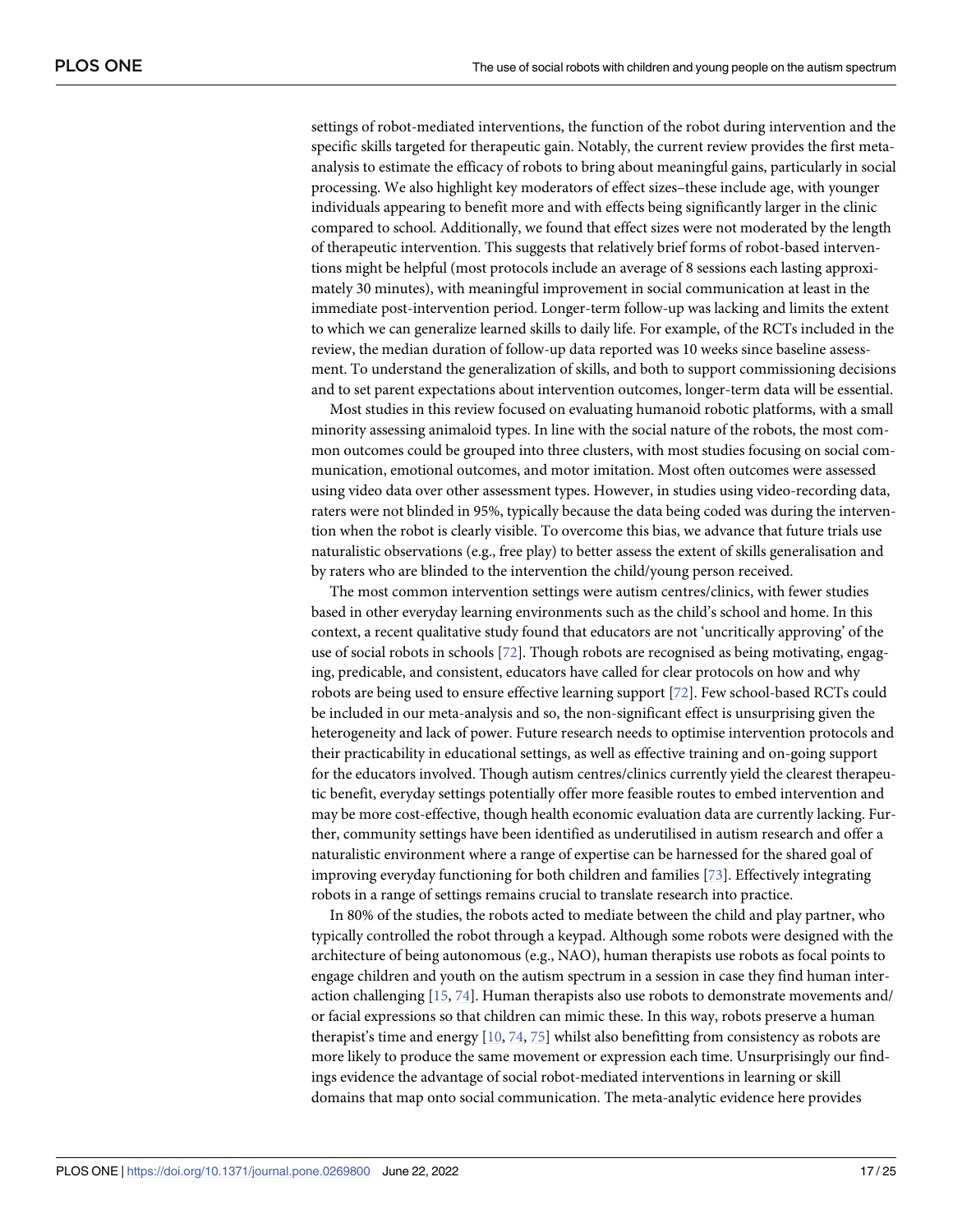settings of robot-mediated interventions, the function of the robot during intervention and the specific skills targeted for therapeutic gain. Notably, the current review provides the first meta-analysis to estimate the efficacy of robots to bring about meaningful gains, particularly in social processing. We also highlight key moderators of effect sizes–these include age, with younger individuals appearing to benefit more and with effects being significantly larger in the clinic compared to school. Additionally, we found that effect sizes were not moderated by the length of therapeutic intervention. This suggests that relatively brief forms of robot-based interventions might be helpful (most protocols include an average of 8 sessions each lasting approximately 30 minutes), with meaningful improvement in social communication at least in the immediate post-intervention period. Longer-term follow-up was lacking and limits the extent to which we can generalize learned skills to daily life. For example, of the RCTs included in the review, the median duration of follow-up data reported was 10 weeks since baseline assessment. To understand the generalization of skills, and both to support commissioning decisions and to set parent expectations about intervention outcomes, longer-term data will be essential.

Most studies in this review focused on evaluating humanoid robotic platforms, with a small minority assessing animaloid types. In line with the social nature of the robots, the most common outcomes could be grouped into three clusters, with most studies focusing on social communication, emotional outcomes, and motor imitation. Most often outcomes were assessed using video data over other assessment types. However, in studies using video-recording data, raters were not blinded in 95%, typically because the data being coded was during the intervention when the robot is clearly visible. To overcome this bias, we advance that future trials use naturalistic observations (e.g., free play) to better assess the extent of skills generalisation and by raters who are blinded to the intervention the child/young person received.

The most common intervention settings were autism centres/clinics, with fewer studies based in other everyday learning environments such as the child's school and home. In this context, a recent qualitative study found that educators are not 'uncritically approving' of the use of social robots in schools [72]. Though robots are recognised as being motivating, engaging, predicable, and consistent, educators have called for clear protocols on how and why robots are being used to ensure effective learning support [72]. Few school-based RCTs could be included in our meta-analysis and so, the non-significant effect is unsurprising given the heterogeneity and lack of power. Future research needs to optimise intervention protocols and their practicability in educational settings, as well as effective training and on-going support for the educators involved. Though autism centres/clinics currently yield the clearest therapeutic benefit, everyday settings potentially offer more feasible routes to embed intervention and may be more cost-effective, though health economic evaluation data are currently lacking. Further, community settings have been identified as underutilised in autism research and offer a naturalistic environment where a range of expertise can be harnessed for the shared goal of improving everyday functioning for both children and families [73]. Effectively integrating robots in a range of settings remains crucial to translate research into practice.

In 80% of the studies, the robots acted to mediate between the child and play partner, who typically controlled the robot through a keypad. Although some robots were designed with the architecture of being autonomous (e.g., NAO), human therapists use robots as focal points to engage children and youth on the autism spectrum in a session in case they find human interaction challenging [15, 74]. Human therapists also use robots to demonstrate movements and/or facial expressions so that children can mimic these. In this way, robots preserve a human therapist's time and energy [10, 74, 75] whilst also benefitting from consistency as robots are more likely to produce the same movement or expression each time. Unsurprisingly our findings evidence the advantage of social robot-mediated interventions in learning or skill domains that map onto social communication. The meta-analytic evidence here provides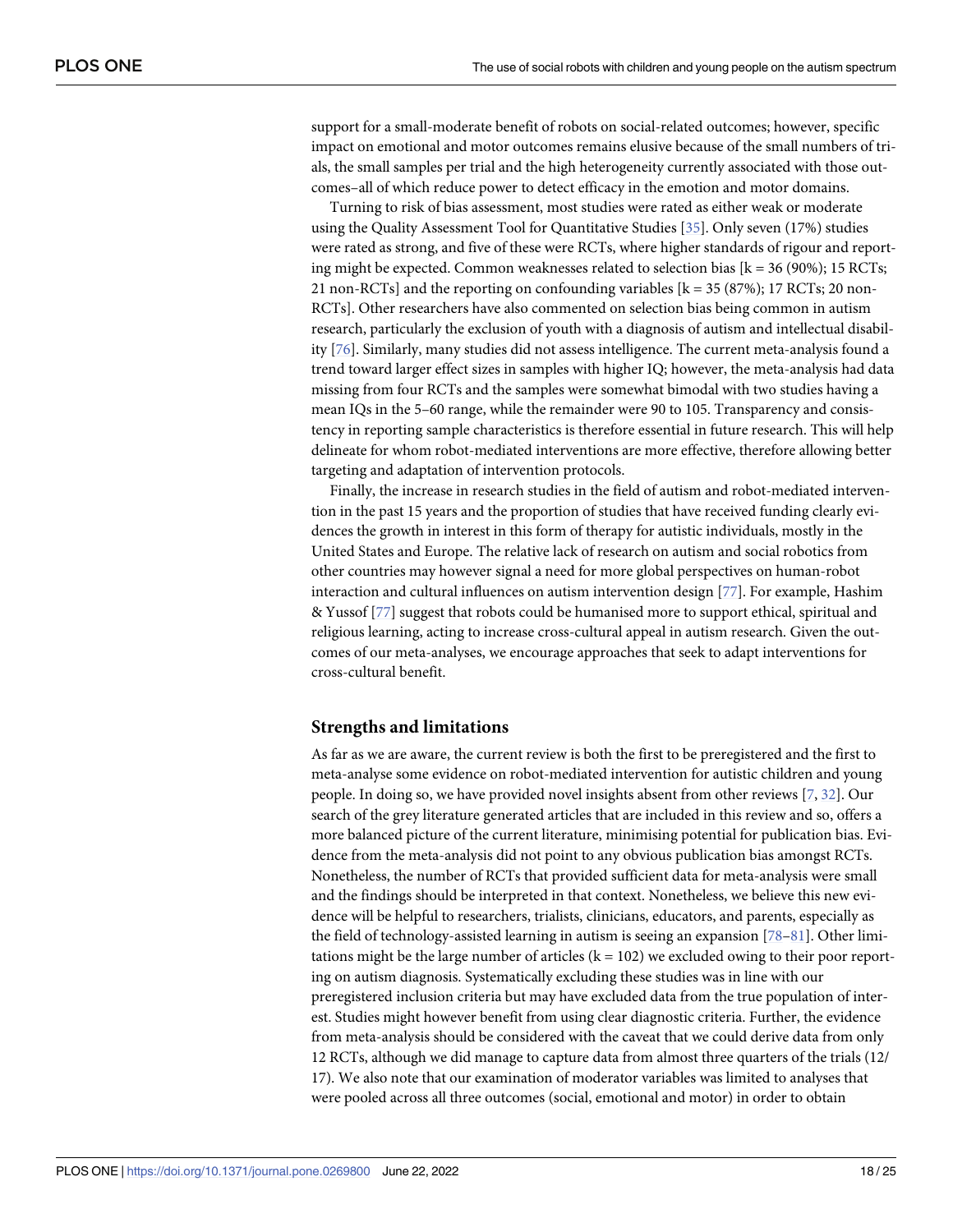support for a small-moderate benefit of robots on social-related outcomes; however, specific impact on emotional and motor outcomes remains elusive because of the small numbers of trials, the small samples per trial and the high heterogeneity currently associated with those outcomes–all of which reduce power to detect efficacy in the emotion and motor domains.

Turning to risk of bias assessment, most studies were rated as either weak or moderate using the Quality Assessment Tool for Quantitative Studies [35]. Only seven (17%) studies were rated as strong, and five of these were RCTs, where higher standards of rigour and reporting might be expected. Common weaknesses related to selection bias [k = 36 (90%); 15 RCTs; 21 non-RCTs] and the reporting on confounding variables [k = 35 (87%); 17 RCTs; 20 non-RCTs]. Other researchers have also commented on selection bias being common in autism research, particularly the exclusion of youth with a diagnosis of autism and intellectual disability [76]. Similarly, many studies did not assess intelligence. The current meta-analysis found a trend toward larger effect sizes in samples with higher IQ; however, the meta-analysis had data missing from four RCTs and the samples were somewhat bimodal with two studies having a mean IQs in the 5–60 range, while the remainder were 90 to 105. Transparency and consistency in reporting sample characteristics is therefore essential in future research. This will help delineate for whom robot-mediated interventions are more effective, therefore allowing better targeting and adaptation of intervention protocols.

Finally, the increase in research studies in the field of autism and robot-mediated intervention in the past 15 years and the proportion of studies that have received funding clearly evidences the growth in interest in this form of therapy for autistic individuals, mostly in the United States and Europe. The relative lack of research on autism and social robotics from other countries may however signal a need for more global perspectives on human-robot interaction and cultural influences on autism intervention design [77]. For example, Hashim & Yussof [77] suggest that robots could be humanised more to support ethical, spiritual and religious learning, acting to increase cross-cultural appeal in autism research. Given the outcomes of our meta-analyses, we encourage approaches that seek to adapt interventions for cross-cultural benefit.

## Strengths and limitations

As far as we are aware, the current review is both the first to be preregistered and the first to meta-analyse some evidence on robot-mediated intervention for autistic children and young people. In doing so, we have provided novel insights absent from other reviews [7, 32]. Our search of the grey literature generated articles that are included in this review and so, offers a more balanced picture of the current literature, minimising potential for publication bias. Evidence from the meta-analysis did not point to any obvious publication bias amongst RCTs. Nonetheless, the number of RCTs that provided sufficient data for meta-analysis were small and the findings should be interpreted in that context. Nonetheless, we believe this new evidence will be helpful to researchers, trialists, clinicians, educators, and parents, especially as the field of technology-assisted learning in autism is seeing an expansion [78–81]. Other limitations might be the large number of articles (k = 102) we excluded owing to their poor reporting on autism diagnosis. Systematically excluding these studies was in line with our preregistered inclusion criteria but may have excluded data from the true population of interest. Studies might however benefit from using clear diagnostic criteria. Further, the evidence from meta-analysis should be considered with the caveat that we could derive data from only 12 RCTs, although we did manage to capture data from almost three quarters of the trials (12/17). We also note that our examination of moderator variables was limited to analyses that were pooled across all three outcomes (social, emotional and motor) in order to obtain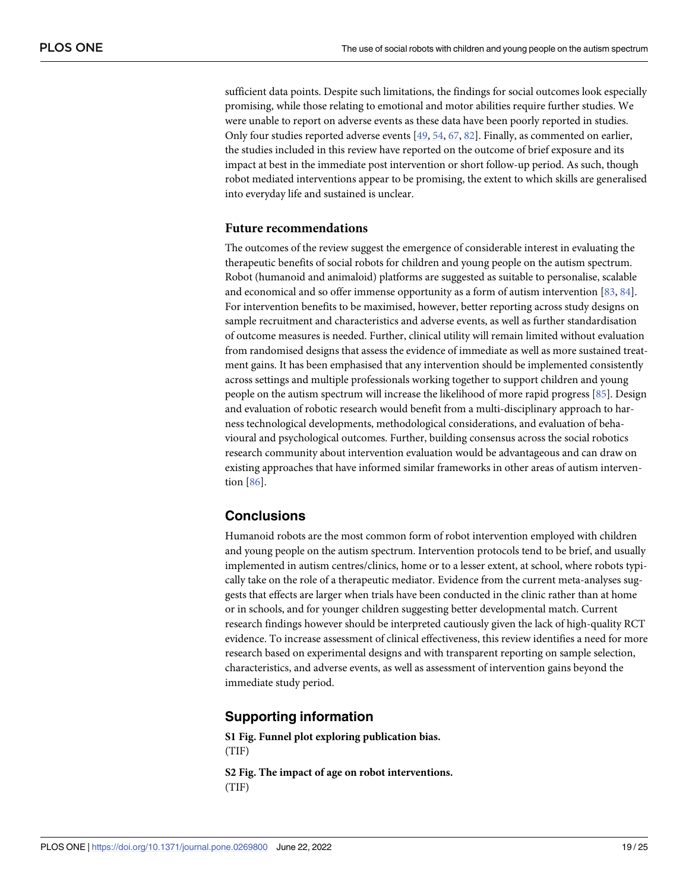sufficient data points. Despite such limitations, the findings for social outcomes look especially promising, while those relating to emotional and motor abilities require further studies. We were unable to report on adverse events as these data have been poorly reported in studies. Only four studies reported adverse events [49, 54, 67, 82]. Finally, as commented on earlier, the studies included in this review have reported on the outcome of brief exposure and its impact at best in the immediate post intervention or short follow-up period. As such, though robot mediated interventions appear to be promising, the extent to which skills are generalised into everyday life and sustained is unclear.

### Future recommendations

The outcomes of the review suggest the emergence of considerable interest in evaluating the therapeutic benefits of social robots for children and young people on the autism spectrum. Robot (humanoid and animaloid) platforms are suggested as suitable to personalise, scalable and economical and so offer immense opportunity as a form of autism intervention [83, 84]. For intervention benefits to be maximised, however, better reporting across study designs on sample recruitment and characteristics and adverse events, as well as further standardisation of outcome measures is needed. Further, clinical utility will remain limited without evaluation from randomised designs that assess the evidence of immediate as well as more sustained treatment gains. It has been emphasised that any intervention should be implemented consistently across settings and multiple professionals working together to support children and young people on the autism spectrum will increase the likelihood of more rapid progress [85]. Design and evaluation of robotic research would benefit from a multi-disciplinary approach to harness technological developments, methodological considerations, and evaluation of behavioural and psychological outcomes. Further, building consensus across the social robotics research community about intervention evaluation would be advantageous and can draw on existing approaches that have informed similar frameworks in other areas of autism intervention [86].

## Conclusions

Humanoid robots are the most common form of robot intervention employed with children and young people on the autism spectrum. Intervention protocols tend to be brief, and usually implemented in autism centres/clinics, home or to a lesser extent, at school, where robots typically take on the role of a therapeutic mediator. Evidence from the current meta-analyses suggests that effects are larger when trials have been conducted in the clinic rather than at home or in schools, and for younger children suggesting better developmental match. Current research findings however should be interpreted cautiously given the lack of high-quality RCT evidence. To increase assessment of clinical effectiveness, this review identifies a need for more research based on experimental designs and with transparent reporting on sample selection, characteristics, and adverse events, as well as assessment of intervention gains beyond the immediate study period.

## Supporting information

**S1 Fig. Funnel plot exploring publication bias.**
(TIF)

**S2 Fig. The impact of age on robot interventions.**
(TIF)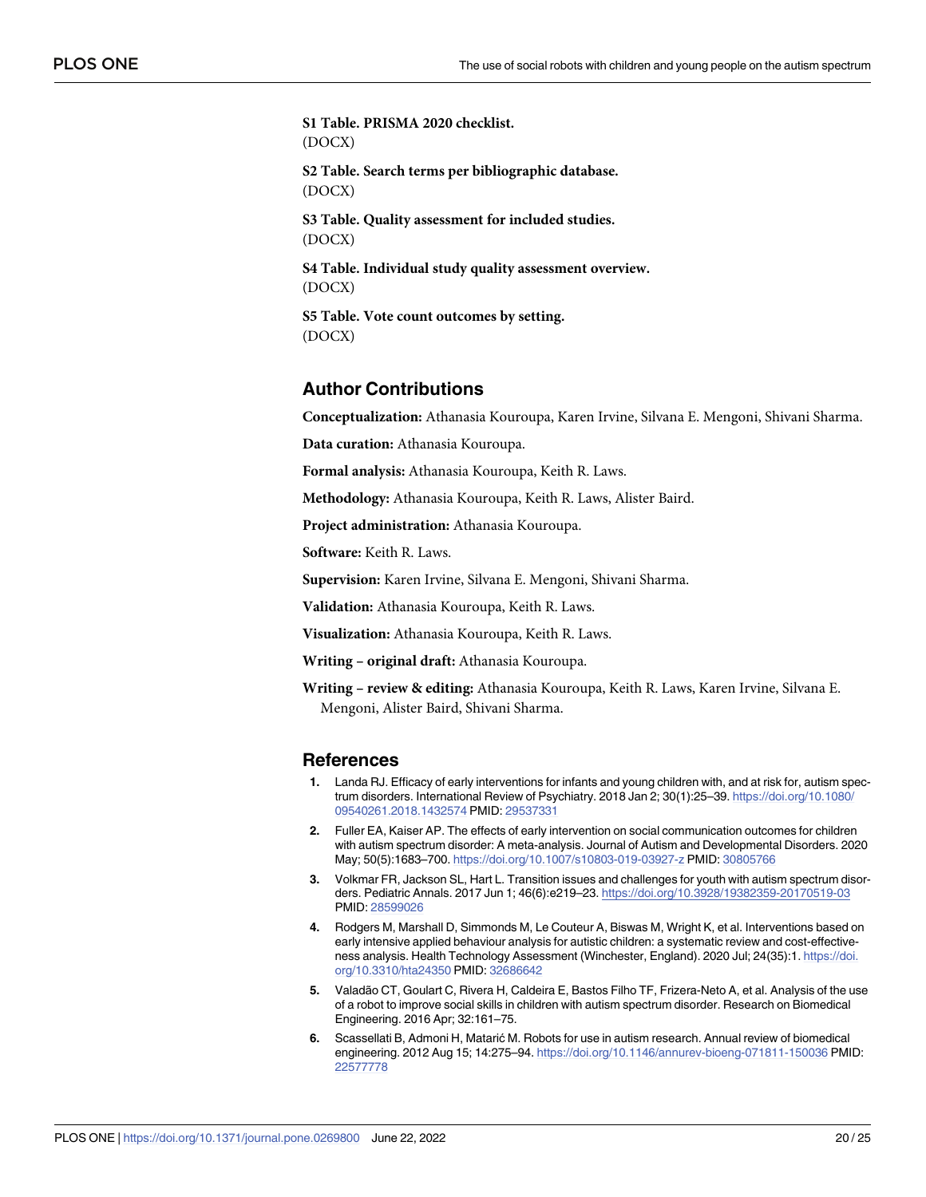**S1 Table. PRISMA 2020 checklist.**
(DOCX)

**S2 Table. Search terms per bibliographic database.**
(DOCX)

**S3 Table. Quality assessment for included studies.**
(DOCX)

**S4 Table. Individual study quality assessment overview.**
(DOCX)

**S5 Table. Vote count outcomes by setting.**
(DOCX)

## Author Contributions

**Conceptualization:** Athanasia Kouroupa, Karen Irvine, Silvana E. Mengoni, Shivani Sharma.

**Data curation:** Athanasia Kouroupa.

**Formal analysis:** Athanasia Kouroupa, Keith R. Laws.

**Methodology:** Athanasia Kouroupa, Keith R. Laws, Alister Baird.

**Project administration:** Athanasia Kouroupa.

**Software:** Keith R. Laws.

**Supervision:** Karen Irvine, Silvana E. Mengoni, Shivani Sharma.

**Validation:** Athanasia Kouroupa, Keith R. Laws.

**Visualization:** Athanasia Kouroupa, Keith R. Laws.

**Writing – original draft:** Athanasia Kouroupa.

**Writing – review & editing:** Athanasia Kouroupa, Keith R. Laws, Karen Irvine, Silvana E. Mengoni, Alister Baird, Shivani Sharma.

## References

1. Landa RJ. Efficacy of early interventions for infants and young children with, and at risk for, autism spectrum disorders. International Review of Psychiatry. 2018 Jan 2; 30(1):25–39. https://doi.org/10.1080/09540261.2018.1432574 PMID: 29537331
2. Fuller EA, Kaiser AP. The effects of early intervention on social communication outcomes for children with autism spectrum disorder: A meta-analysis. Journal of Autism and Developmental Disorders. 2020 May; 50(5):1683–700. https://doi.org/10.1007/s10803-019-03927-z PMID: 30805766
3. Volkmar FR, Jackson SL, Hart L. Transition issues and challenges for youth with autism spectrum disorders. Pediatric Annals. 2017 Jun 1; 46(6):e219–23. https://doi.org/10.3928/19382359-20170519-03 PMID: 28599026
4. Rodgers M, Marshall D, Simmonds M, Le Couteur A, Biswas M, Wright K, et al. Interventions based on early intensive applied behaviour analysis for autistic children: a systematic review and cost-effectiveness analysis. Health Technology Assessment (Winchester, England). 2020 Jul; 24(35):1. https://doi.org/10.3310/hta24350 PMID: 32686642
5. Valadão CT, Goulart C, Rivera H, Caldeira E, Bastos Filho TF, Frizera-Neto A, et al. Analysis of the use of a robot to improve social skills in children with autism spectrum disorder. Research on Biomedical Engineering. 2016 Apr; 32:161–75.
6. Scassellati B, Admoni H, Matarić M. Robots for use in autism research. Annual review of biomedical engineering. 2012 Aug 15; 14:275–94. https://doi.org/10.1146/annurev-bioeng-071811-150036 PMID: 22577778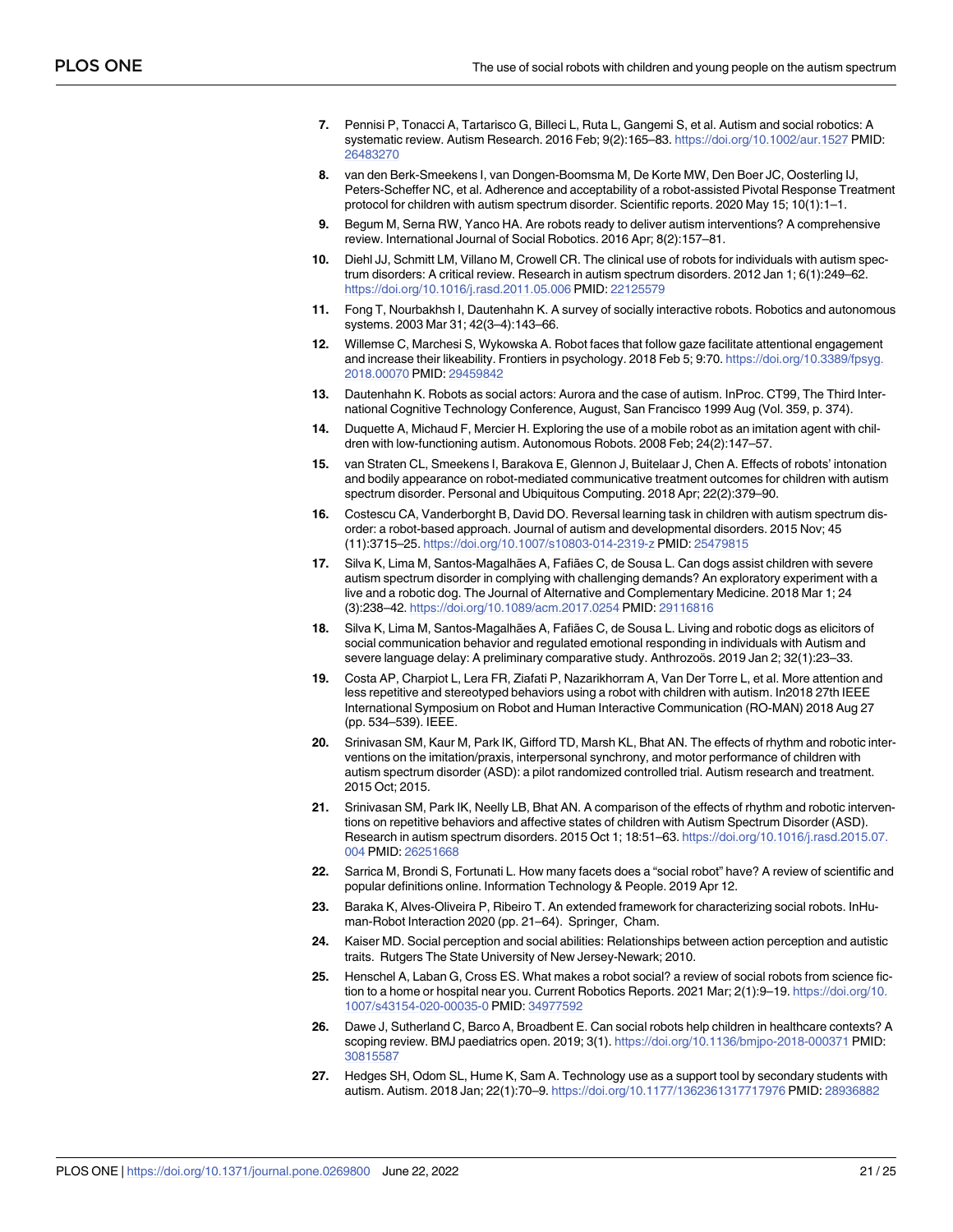7. Pennisi P, Tonacci A, Tartarisco G, Billeci L, Ruta L, Gangemi S, et al. Autism and social robotics: A systematic review. Autism Research. 2016 Feb; 9(2):165–83. https://doi.org/10.1002/aur.1527 PMID: 26483270

8. van den Berk-Smeekens I, van Dongen-Boomsma M, De Korte MW, Den Boer JC, Oosterling IJ, Peters-Scheffer NC, et al. Adherence and acceptability of a robot-assisted Pivotal Response Treatment protocol for children with autism spectrum disorder. Scientific reports. 2020 May 15; 10(1):1–1.

9. Begum M, Serna RW, Yanco HA. Are robots ready to deliver autism interventions? A comprehensive review. International Journal of Social Robotics. 2016 Apr; 8(2):157–81.

10. Diehl JJ, Schmitt LM, Villano M, Crowell CR. The clinical use of robots for individuals with autism spectrum disorders: A critical review. Research in autism spectrum disorders. 2012 Jan 1; 6(1):249–62. https://doi.org/10.1016/j.rasd.2011.05.006 PMID: 22125579

11. Fong T, Nourbakhsh I, Dautenhahn K. A survey of socially interactive robots. Robotics and autonomous systems. 2003 Mar 31; 42(3–4):143–66.

12. Willemse C, Marchesi S, Wykowska A. Robot faces that follow gaze facilitate attentional engagement and increase their likeability. Frontiers in psychology. 2018 Feb 5; 9:70. https://doi.org/10.3389/fpsyg.2018.00070 PMID: 29459842

13. Dautenhahn K. Robots as social actors: Aurora and the case of autism. InProc. CT99, The Third International Cognitive Technology Conference, August, San Francisco 1999 Aug (Vol. 359, p. 374).

14. Duquette A, Michaud F, Mercier H. Exploring the use of a mobile robot as an imitation agent with children with low-functioning autism. Autonomous Robots. 2008 Feb; 24(2):147–57.

15. van Straten CL, Smeekens I, Barakova E, Glennon J, Buitelaar J, Chen A. Effects of robots' intonation and bodily appearance on robot-mediated communicative treatment outcomes for children with autism spectrum disorder. Personal and Ubiquitous Computing. 2018 Apr; 22(2):379–90.

16. Costescu CA, Vanderborght B, David DO. Reversal learning task in children with autism spectrum disorder: a robot-based approach. Journal of autism and developmental disorders. 2015 Nov; 45 (11):3715–25. https://doi.org/10.1007/s10803-014-2319-z PMID: 25479815

17. Silva K, Lima M, Santos-Magalhães A, Fafiães C, de Sousa L. Can dogs assist children with severe autism spectrum disorder in complying with challenging demands? An exploratory experiment with a live and a robotic dog. The Journal of Alternative and Complementary Medicine. 2018 Mar 1; 24 (3):238–42. https://doi.org/10.1089/acm.2017.0254 PMID: 29116816

18. Silva K, Lima M, Santos-Magalhães A, Fafiães C, de Sousa L. Living and robotic dogs as elicitors of social communication behavior and regulated emotional responding in individuals with Autism and severe language delay: A preliminary comparative study. Anthrozoös. 2019 Jan 2; 32(1):23–33.

19. Costa AP, Charpiot L, Lera FR, Ziafati P, Nazarikhorram A, Van Der Torre L, et al. More attention and less repetitive and stereotyped behaviors using a robot with children with autism. In2018 27th IEEE International Symposium on Robot and Human Interactive Communication (RO-MAN) 2018 Aug 27 (pp. 534–539). IEEE.

20. Srinivasan SM, Kaur M, Park IK, Gifford TD, Marsh KL, Bhat AN. The effects of rhythm and robotic interventions on the imitation/praxis, interpersonal synchrony, and motor performance of children with autism spectrum disorder (ASD): a pilot randomized controlled trial. Autism research and treatment. 2015 Oct; 2015.

21. Srinivasan SM, Park IK, Neelly LB, Bhat AN. A comparison of the effects of rhythm and robotic interventions on repetitive behaviors and affective states of children with Autism Spectrum Disorder (ASD). Research in autism spectrum disorders. 2015 Oct 1; 18:51–63. https://doi.org/10.1016/j.rasd.2015.07.004 PMID: 26251668

22. Sarrica M, Brondi S, Fortunati L. How many facets does a "social robot" have? A review of scientific and popular definitions online. Information Technology & People. 2019 Apr 12.

23. Baraka K, Alves-Oliveira P, Ribeiro T. An extended framework for characterizing social robots. InHuman-Robot Interaction 2020 (pp. 21–64). Springer, Cham.

24. Kaiser MD. Social perception and social abilities: Relationships between action perception and autistic traits. Rutgers The State University of New Jersey-Newark; 2010.

25. Henschel A, Laban G, Cross ES. What makes a robot social? a review of social robots from science fiction to a home or hospital near you. Current Robotics Reports. 2021 Mar; 2(1):9–19. https://doi.org/10.1007/s43154-020-00035-0 PMID: 34977592

26. Dawe J, Sutherland C, Barco A, Broadbent E. Can social robots help children in healthcare contexts? A scoping review. BMJ paediatrics open. 2019; 3(1). https://doi.org/10.1136/bmjpo-2018-000371 PMID: 30815587

27. Hedges SH, Odom SL, Hume K, Sam A. Technology use as a support tool by secondary students with autism. Autism. 2018 Jan; 22(1):70–9. https://doi.org/10.1177/1362361317717976 PMID: 28936882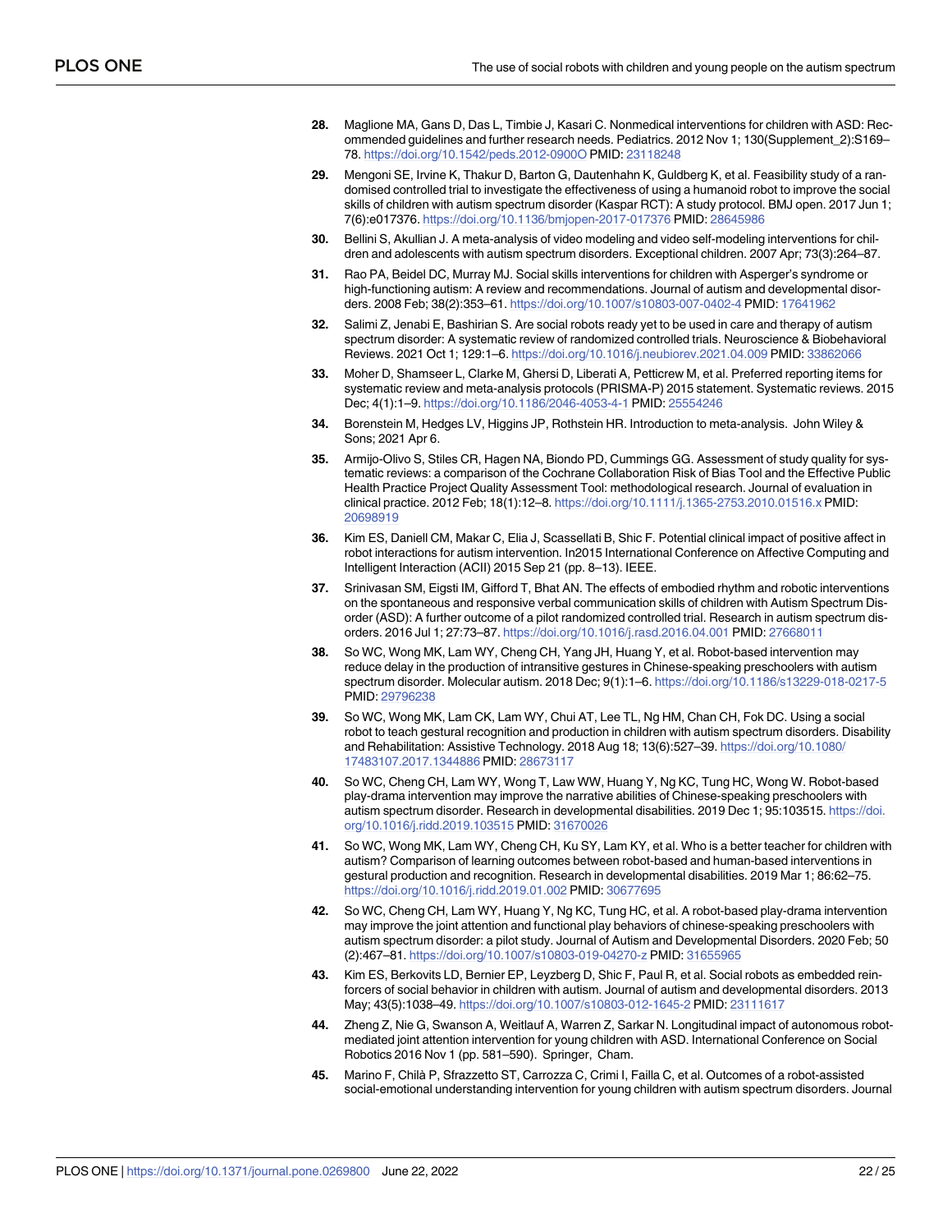28. Maglione MA, Gans D, Das L, Timbie J, Kasari C. Nonmedical interventions for children with ASD: Recommended guidelines and further research needs. Pediatrics. 2012 Nov 1; 130(Supplement_2):S169–78. https://doi.org/10.1542/peds.2012-0900O PMID: 23118248

29. Mengoni SE, Irvine K, Thakur D, Barton G, Dautenhahn K, Guldberg K, et al. Feasibility study of a randomised controlled trial to investigate the effectiveness of using a humanoid robot to improve the social skills of children with autism spectrum disorder (Kaspar RCT): A study protocol. BMJ open. 2017 Jun 1; 7(6):e017376. https://doi.org/10.1136/bmjopen-2017-017376 PMID: 28645986

30. Bellini S, Akullian J. A meta-analysis of video modeling and video self-modeling interventions for children and adolescents with autism spectrum disorders. Exceptional children. 2007 Apr; 73(3):264–87.

31. Rao PA, Beidel DC, Murray MJ. Social skills interventions for children with Asperger's syndrome or high-functioning autism: A review and recommendations. Journal of autism and developmental disorders. 2008 Feb; 38(2):353–61. https://doi.org/10.1007/s10803-007-0402-4 PMID: 17641962

32. Salimi Z, Jenabi E, Bashirian S. Are social robots ready yet to be used in care and therapy of autism spectrum disorder: A systematic review of randomized controlled trials. Neuroscience & Biobehavioral Reviews. 2021 Oct 1; 129:1–6. https://doi.org/10.1016/j.neubiorev.2021.04.009 PMID: 33862066

33. Moher D, Shamseer L, Clarke M, Ghersi D, Liberati A, Petticrew M, et al. Preferred reporting items for systematic review and meta-analysis protocols (PRISMA-P) 2015 statement. Systematic reviews. 2015 Dec; 4(1):1–9. https://doi.org/10.1186/2046-4053-4-1 PMID: 25554246

34. Borenstein M, Hedges LV, Higgins JP, Rothstein HR. Introduction to meta-analysis. John Wiley & Sons; 2021 Apr 6.

35. Armijo-Olivo S, Stiles CR, Hagen NA, Biondo PD, Cummings GG. Assessment of study quality for systematic reviews: a comparison of the Cochrane Collaboration Risk of Bias Tool and the Effective Public Health Practice Project Quality Assessment Tool: methodological research. Journal of evaluation in clinical practice. 2012 Feb; 18(1):12–8. https://doi.org/10.1111/j.1365-2753.2010.01516.x PMID: 20698919

36. Kim ES, Daniell CM, Makar C, Elia J, Scassellati B, Shic F. Potential clinical impact of positive affect in robot interactions for autism intervention. In2015 International Conference on Affective Computing and Intelligent Interaction (ACII) 2015 Sep 21 (pp. 8–13). IEEE.

37. Srinivasan SM, Eigsti IM, Gifford T, Bhat AN. The effects of embodied rhythm and robotic interventions on the spontaneous and responsive verbal communication skills of children with Autism Spectrum Disorder (ASD): A further outcome of a pilot randomized controlled trial. Research in autism spectrum disorders. 2016 Jul 1; 27:73–87. https://doi.org/10.1016/j.rasd.2016.04.001 PMID: 27668011

38. So WC, Wong MK, Lam WY, Cheng CH, Yang JH, Huang Y, et al. Robot-based intervention may reduce delay in the production of intransitive gestures in Chinese-speaking preschoolers with autism spectrum disorder. Molecular autism. 2018 Dec; 9(1):1–6. https://doi.org/10.1186/s13229-018-0217-5 PMID: 29796238

39. So WC, Wong MK, Lam CK, Lam WY, Chui AT, Lee TL, Ng HM, Chan CH, Fok DC. Using a social robot to teach gestural recognition and production in children with autism spectrum disorders. Disability and Rehabilitation: Assistive Technology. 2018 Aug 18; 13(6):527–39. https://doi.org/10.1080/17483107.2017.1344886 PMID: 28673117

40. So WC, Cheng CH, Lam WY, Wong T, Law WW, Huang Y, Ng KC, Tung HC, Wong W. Robot-based play-drama intervention may improve the narrative abilities of Chinese-speaking preschoolers with autism spectrum disorder. Research in developmental disabilities. 2019 Dec 1; 95:103515. https://doi.org/10.1016/j.ridd.2019.103515 PMID: 31670026

41. So WC, Wong MK, Lam WY, Cheng CH, Ku SY, Lam KY, et al. Who is a better teacher for children with autism? Comparison of learning outcomes between robot-based and human-based interventions in gestural production and recognition. Research in developmental disabilities. 2019 Mar 1; 86:62–75. https://doi.org/10.1016/j.ridd.2019.01.002 PMID: 30677695

42. So WC, Cheng CH, Lam WY, Huang Y, Ng KC, Tung HC, et al. A robot-based play-drama intervention may improve the joint attention and functional play behaviors of chinese-speaking preschoolers with autism spectrum disorder: a pilot study. Journal of Autism and Developmental Disorders. 2020 Feb; 50(2):467–81. https://doi.org/10.1007/s10803-019-04270-z PMID: 31655965

43. Kim ES, Berkovits LD, Bernier EP, Leyzberg D, Shic F, Paul R, et al. Social robots as embedded reinforcers of social behavior in children with autism. Journal of autism and developmental disorders. 2013 May; 43(5):1038–49. https://doi.org/10.1007/s10803-012-1645-2 PMID: 23111617

44. Zheng Z, Nie G, Swanson A, Weitlauf A, Warren Z, Sarkar N. Longitudinal impact of autonomous robot-mediated joint attention intervention for young children with ASD. International Conference on Social Robotics 2016 Nov 1 (pp. 581–590). Springer, Cham.

45. Marino F, Chilà P, Sfrazzetto ST, Carrozza C, Crimi I, Failla C, et al. Outcomes of a robot-assisted social-emotional understanding intervention for young children with autism spectrum disorders. Journal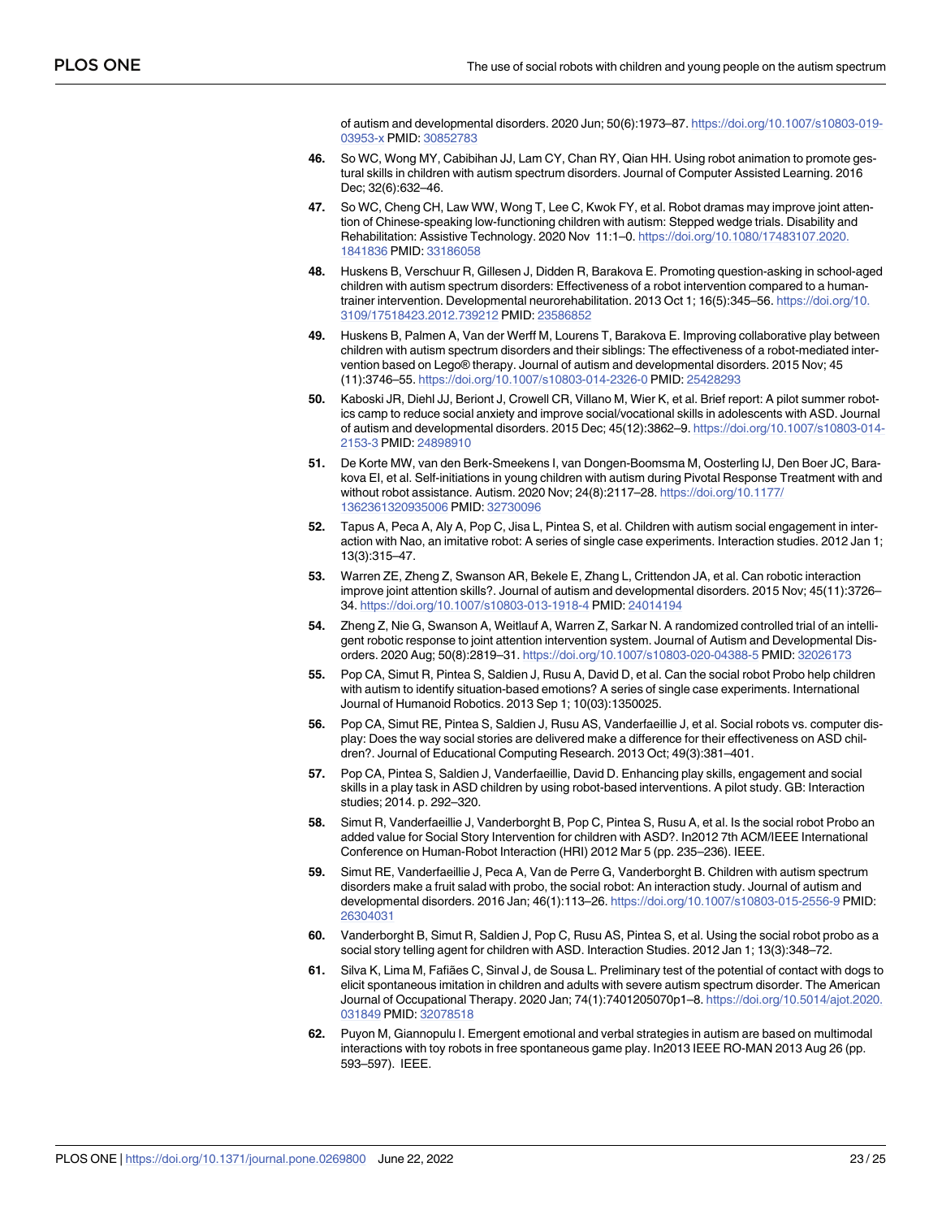of autism and developmental disorders. 2020 Jun; 50(6):1973–87. https://doi.org/10.1007/s10803-019-03953-x PMID: 30852783

46. So WC, Wong MY, Cabibihan JJ, Lam CY, Chan RY, Qian HH. Using robot animation to promote gestural skills in children with autism spectrum disorders. Journal of Computer Assisted Learning. 2016 Dec; 32(6):632–46.

47. So WC, Cheng CH, Law WW, Wong T, Lee C, Kwok FY, et al. Robot dramas may improve joint attention of Chinese-speaking low-functioning children with autism: Stepped wedge trials. Disability and Rehabilitation: Assistive Technology. 2020 Nov 11:1–0. https://doi.org/10.1080/17483107.2020.1841836 PMID: 33186058

48. Huskens B, Verschuur R, Gillesen J, Didden R, Barakova E. Promoting question-asking in school-aged children with autism spectrum disorders: Effectiveness of a robot intervention compared to a human-trainer intervention. Developmental neurorehabilitation. 2013 Oct 1; 16(5):345–56. https://doi.org/10.3109/17518423.2012.739212 PMID: 23586852

49. Huskens B, Palmen A, Van der Werff M, Lourens T, Barakova E. Improving collaborative play between children with autism spectrum disorders and their siblings: The effectiveness of a robot-mediated intervention based on Lego® therapy. Journal of autism and developmental disorders. 2015 Nov; 45(11):3746–55. https://doi.org/10.1007/s10803-014-2326-0 PMID: 25428293

50. Kaboski JR, Diehl JJ, Beriont J, Crowell CR, Villano M, Wier K, et al. Brief report: A pilot summer robotics camp to reduce social anxiety and improve social/vocational skills in adolescents with ASD. Journal of autism and developmental disorders. 2015 Dec; 45(12):3862–9. https://doi.org/10.1007/s10803-014-2153-3 PMID: 24898910

51. De Korte MW, van den Berk-Smeekens I, van Dongen-Boomsma M, Oosterling IJ, Den Boer JC, Barakova EI, et al. Self-initiations in young children with autism during Pivotal Response Treatment with and without robot assistance. Autism. 2020 Nov; 24(8):2117–28. https://doi.org/10.1177/1362361320935006 PMID: 32730096

52. Tapus A, Peca A, Aly A, Pop C, Jisa L, Pintea S, et al. Children with autism social engagement in interaction with Nao, an imitative robot: A series of single case experiments. Interaction studies. 2012 Jan 1; 13(3):315–47.

53. Warren ZE, Zheng Z, Swanson AR, Bekele E, Zhang L, Crittendon JA, et al. Can robotic interaction improve joint attention skills?. Journal of autism and developmental disorders. 2015 Nov; 45(11):3726–34. https://doi.org/10.1007/s10803-013-1918-4 PMID: 24014194

54. Zheng Z, Nie G, Swanson A, Weitlauf A, Warren Z, Sarkar N. A randomized controlled trial of an intelligent robotic response to joint attention intervention system. Journal of Autism and Developmental Disorders. 2020 Aug; 50(8):2819–31. https://doi.org/10.1007/s10803-020-04388-5 PMID: 32026173

55. Pop CA, Simut R, Pintea S, Saldien J, Rusu A, David D, et al. Can the social robot Probo help children with autism to identify situation-based emotions? A series of single case experiments. International Journal of Humanoid Robotics. 2013 Sep 1; 10(03):1350025.

56. Pop CA, Simut RE, Pintea S, Saldien J, Rusu AS, Vanderfaeillie J, et al. Social robots vs. computer display: Does the way social stories are delivered make a difference for their effectiveness on ASD children?. Journal of Educational Computing Research. 2013 Oct; 49(3):381–401.

57. Pop CA, Pintea S, Saldien J, Vanderfaeillie, David D. Enhancing play skills, engagement and social skills in a play task in ASD children by using robot-based interventions. A pilot study. GB: Interaction studies; 2014. p. 292–320.

58. Simut R, Vanderfaeillie J, Vanderborght B, Pop C, Pintea S, Rusu A, et al. Is the social robot Probo an added value for Social Story Intervention for children with ASD?. In2012 7th ACM/IEEE International Conference on Human-Robot Interaction (HRI) 2012 Mar 5 (pp. 235–236). IEEE.

59. Simut RE, Vanderfaeillie J, Peca A, Van de Perre G, Vanderborght B. Children with autism spectrum disorders make a fruit salad with probo, the social robot: An interaction study. Journal of autism and developmental disorders. 2016 Jan; 46(1):113–26. https://doi.org/10.1007/s10803-015-2556-9 PMID: 26304031

60. Vanderborght B, Simut R, Saldien J, Pop C, Rusu AS, Pintea S, et al. Using the social robot probo as a social story telling agent for children with ASD. Interaction Studies. 2012 Jan 1; 13(3):348–72.

61. Silva K, Lima M, Fafiães C, Sinval J, de Sousa L. Preliminary test of the potential of contact with dogs to elicit spontaneous imitation in children and adults with severe autism spectrum disorder. The American Journal of Occupational Therapy. 2020 Jan; 74(1):7401205070p1–8. https://doi.org/10.5014/ajot.2020.031849 PMID: 32078518

62. Puyon M, Giannopulu I. Emergent emotional and verbal strategies in autism are based on multimodal interactions with toy robots in free spontaneous game play. In2013 IEEE RO-MAN 2013 Aug 26 (pp. 593–597). IEEE.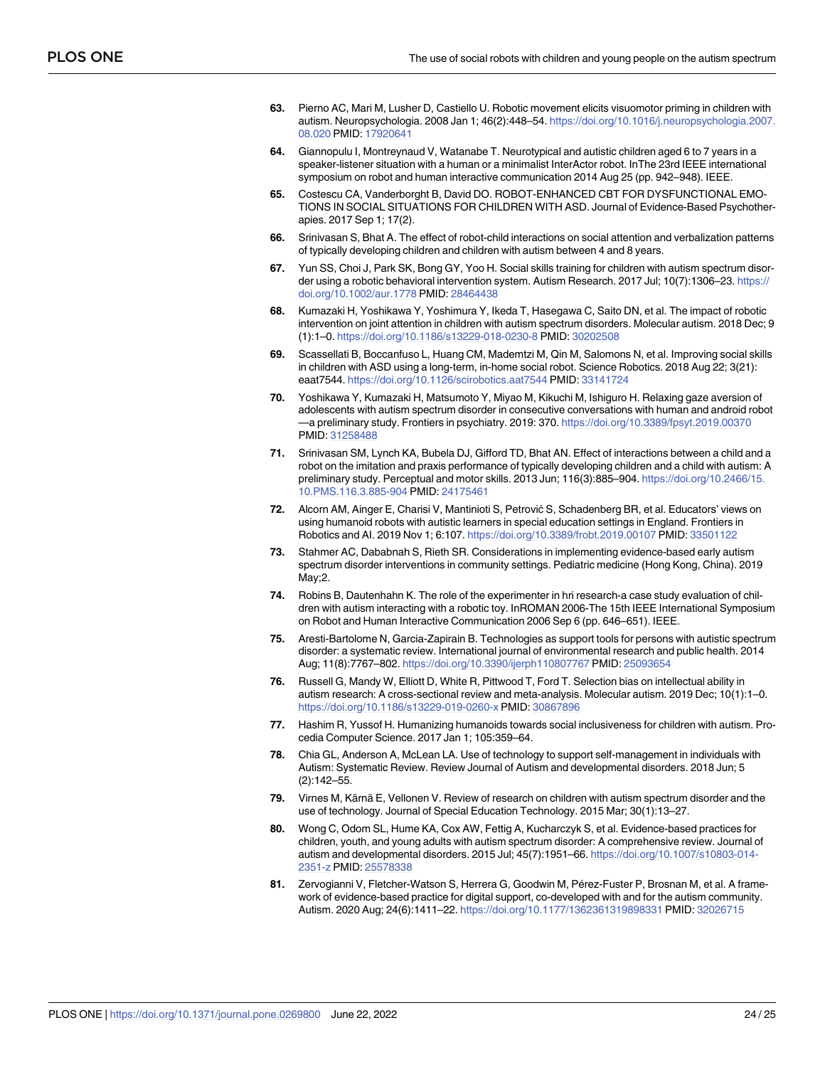63. Pierno AC, Mari M, Lusher D, Castiello U. Robotic movement elicits visuomotor priming in children with autism. Neuropsychologia. 2008 Jan 1; 46(2):448–54. https://doi.org/10.1016/j.neuropsychologia.2007.08.020 PMID: 17920641

64. Giannopulu I, Montreynaud V, Watanabe T. Neurotypical and autistic children aged 6 to 7 years in a speaker-listener situation with a human or a minimalist InterActor robot. InThe 23rd IEEE international symposium on robot and human interactive communication 2014 Aug 25 (pp. 942–948). IEEE.

65. Costescu CA, Vanderborght B, David DO. ROBOT-ENHANCED CBT FOR DYSFUNCTIONAL EMOTIONS IN SOCIAL SITUATIONS FOR CHILDREN WITH ASD. Journal of Evidence-Based Psychotherapies. 2017 Sep 1; 17(2).

66. Srinivasan S, Bhat A. The effect of robot-child interactions on social attention and verbalization patterns of typically developing children and children with autism between 4 and 8 years.

67. Yun SS, Choi J, Park SK, Bong GY, Yoo H. Social skills training for children with autism spectrum disorder using a robotic behavioral intervention system. Autism Research. 2017 Jul; 10(7):1306–23. https://doi.org/10.1002/aur.1778 PMID: 28464438

68. Kumazaki H, Yoshikawa Y, Yoshimura Y, Ikeda T, Hasegawa C, Saito DN, et al. The impact of robotic intervention on joint attention in children with autism spectrum disorders. Molecular autism. 2018 Dec; 9(1):1–0. https://doi.org/10.1186/s13229-018-0230-8 PMID: 30202508

69. Scassellati B, Boccanfuso L, Huang CM, Mademtzi M, Qin M, Salomons N, et al. Improving social skills in children with ASD using a long-term, in-home social robot. Science Robotics. 2018 Aug 22; 3(21): eaat7544. https://doi.org/10.1126/scirobotics.aat7544 PMID: 33141724

70. Yoshikawa Y, Kumazaki H, Matsumoto Y, Miyao M, Kikuchi M, Ishiguro H. Relaxing gaze aversion of adolescents with autism spectrum disorder in consecutive conversations with human and android robot—a preliminary study. Frontiers in psychiatry. 2019: 370. https://doi.org/10.3389/fpsyt.2019.00370 PMID: 31258488

71. Srinivasan SM, Lynch KA, Bubela DJ, Gifford TD, Bhat AN. Effect of interactions between a child and a robot on the imitation and praxis performance of typically developing children and a child with autism: A preliminary study. Perceptual and motor skills. 2013 Jun; 116(3):885–904. https://doi.org/10.2466/15.10.PMS.116.3.885-904 PMID: 24175461

72. Alcorn AM, Ainger E, Charisi V, Mantinioti S, Petrović S, Schadenberg BR, et al. Educators' views on using humanoid robots with autistic learners in special education settings in England. Frontiers in Robotics and AI. 2019 Nov 1; 6:107. https://doi.org/10.3389/frobt.2019.00107 PMID: 33501122

73. Stahmer AC, Dababnah S, Rieth SR. Considerations in implementing evidence-based early autism spectrum disorder interventions in community settings. Pediatric medicine (Hong Kong, China). 2019 May;2.

74. Robins B, Dautenhahn K. The role of the experimenter in hri research-a case study evaluation of children with autism interacting with a robotic toy. InROMAN 2006-The 15th IEEE International Symposium on Robot and Human Interactive Communication 2006 Sep 6 (pp. 646–651). IEEE.

75. Aresti-Bartolome N, Garcia-Zapirain B. Technologies as support tools for persons with autistic spectrum disorder: a systematic review. International journal of environmental research and public health. 2014 Aug; 11(8):7767–802. https://doi.org/10.3390/ijerph110807767 PMID: 25093654

76. Russell G, Mandy W, Elliott D, White R, Pittwood T, Ford T. Selection bias on intellectual ability in autism research: A cross-sectional review and meta-analysis. Molecular autism. 2019 Dec; 10(1):1–0. https://doi.org/10.1186/s13229-019-0260-x PMID: 30867896

77. Hashim R, Yussof H. Humanizing humanoids towards social inclusiveness for children with autism. Procedia Computer Science. 2017 Jan 1; 105:359–64.

78. Chia GL, Anderson A, McLean LA. Use of technology to support self-management in individuals with Autism: Systematic Review. Review Journal of Autism and developmental disorders. 2018 Jun; 5(2):142–55.

79. Virnes M, Kärnä E, Vellonen V. Review of research on children with autism spectrum disorder and the use of technology. Journal of Special Education Technology. 2015 Mar; 30(1):13–27.

80. Wong C, Odom SL, Hume KA, Cox AW, Fettig A, Kucharczyk S, et al. Evidence-based practices for children, youth, and young adults with autism spectrum disorder: A comprehensive review. Journal of autism and developmental disorders. 2015 Jul; 45(7):1951–66. https://doi.org/10.1007/s10803-014-2351-z PMID: 25578338

81. Zervogianni V, Fletcher-Watson S, Herrera G, Goodwin M, Pérez-Fuster P, Brosnan M, et al. A framework of evidence-based practice for digital support, co-developed with and for the autism community. Autism. 2020 Aug; 24(6):1411–22. https://doi.org/10.1177/1362361319898331 PMID: 32026715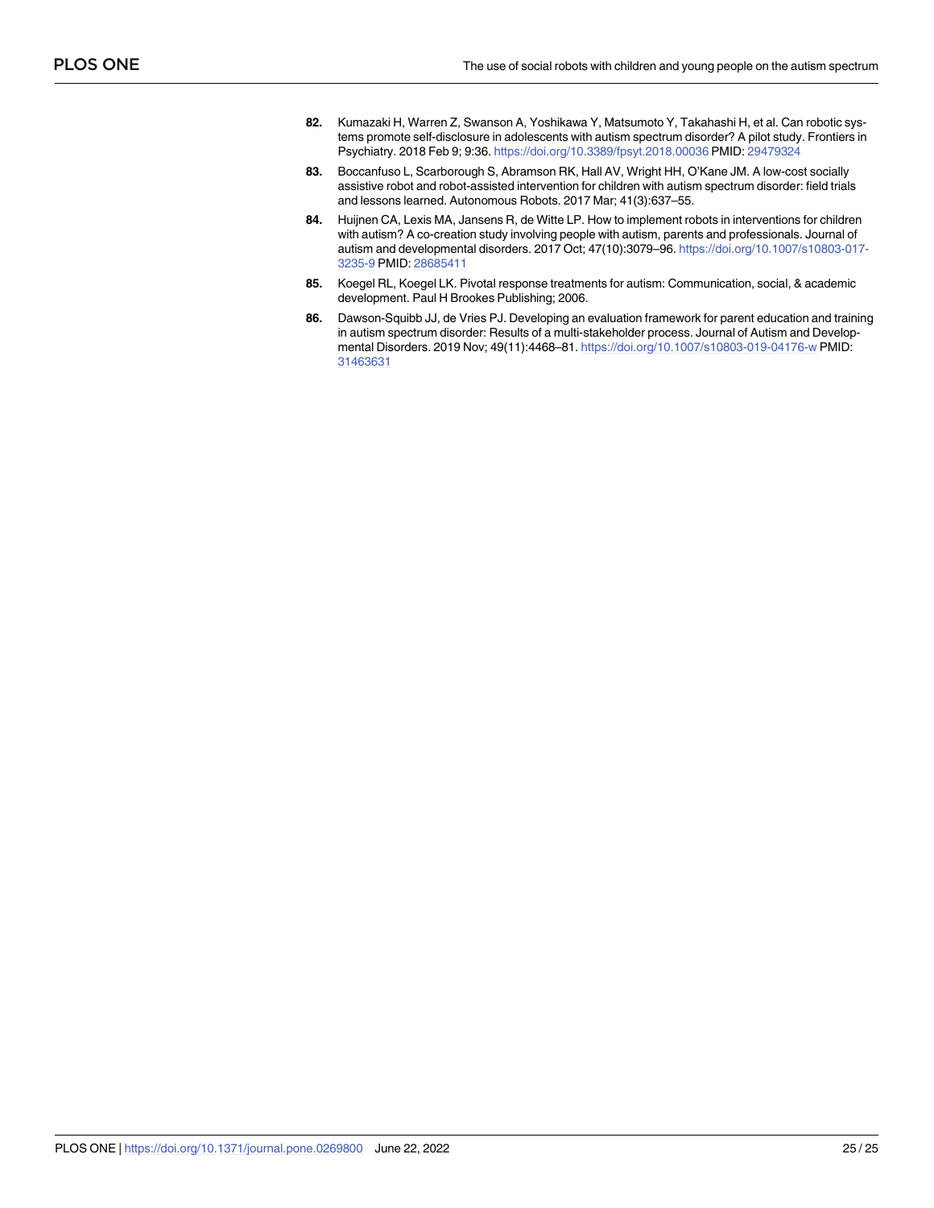82. Kumazaki H, Warren Z, Swanson A, Yoshikawa Y, Matsumoto Y, Takahashi H, et al. Can robotic systems promote self-disclosure in adolescents with autism spectrum disorder? A pilot study. Frontiers in Psychiatry. 2018 Feb 9; 9:36. https://doi.org/10.3389/fpsyt.2018.00036 PMID: 29479324

83. Boccanfuso L, Scarborough S, Abramson RK, Hall AV, Wright HH, O'Kane JM. A low-cost socially assistive robot and robot-assisted intervention for children with autism spectrum disorder: field trials and lessons learned. Autonomous Robots. 2017 Mar; 41(3):637–55.

84. Huijnen CA, Lexis MA, Jansens R, de Witte LP. How to implement robots in interventions for children with autism? A co-creation study involving people with autism, parents and professionals. Journal of autism and developmental disorders. 2017 Oct; 47(10):3079–96. https://doi.org/10.1007/s10803-017-3235-9 PMID: 28685411

85. Koegel RL, Koegel LK. Pivotal response treatments for autism: Communication, social, & academic development. Paul H Brookes Publishing; 2006.

86. Dawson-Squibb JJ, de Vries PJ. Developing an evaluation framework for parent education and training in autism spectrum disorder: Results of a multi-stakeholder process. Journal of Autism and Developmental Disorders. 2019 Nov; 49(11):4468–81. https://doi.org/10.1007/s10803-019-04176-w PMID: 31463631